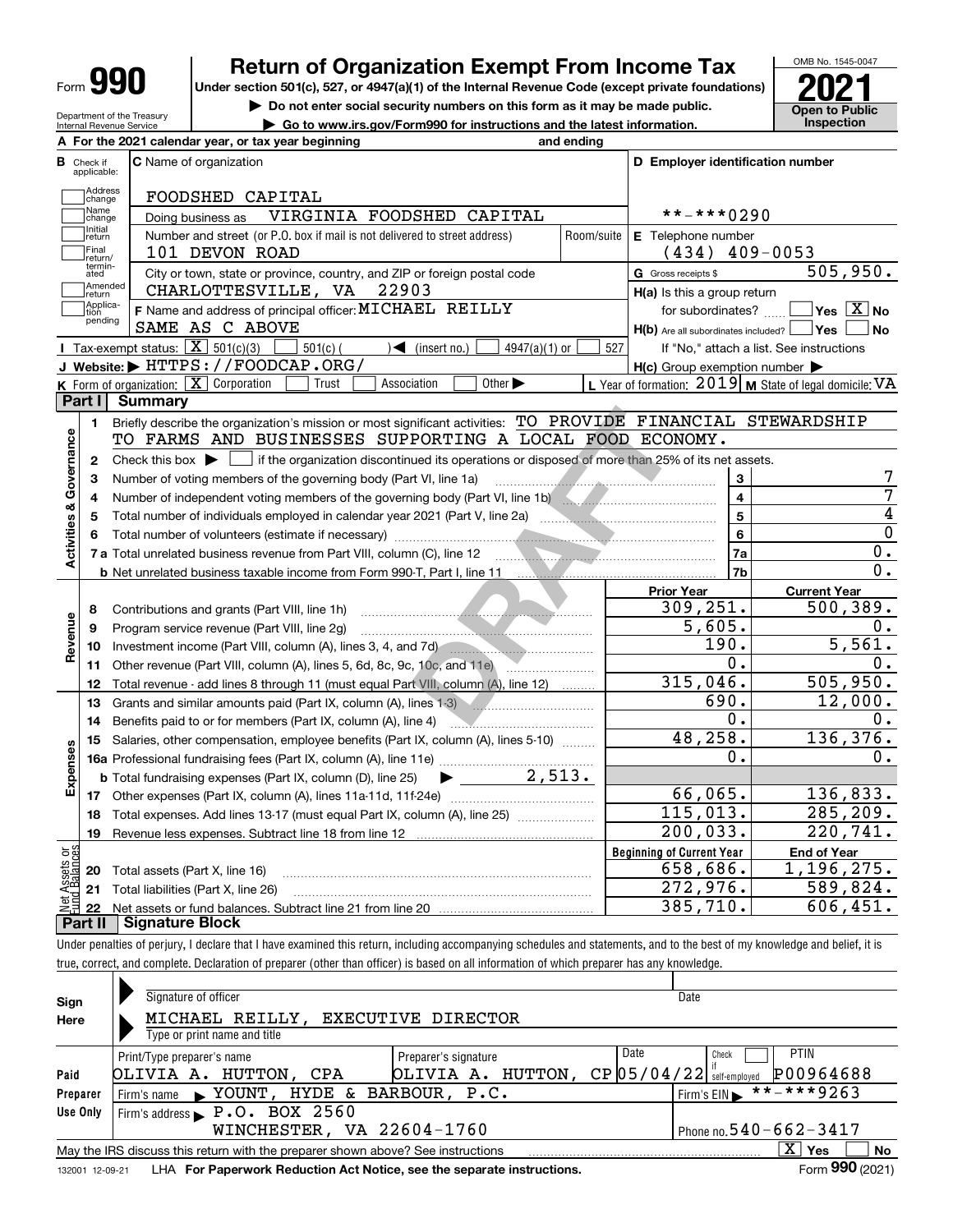Form **990**

# Return of Organization Exempt From Income Tax

**Under section 501(c), 527, or 4947(a)(1) of the Internal Revenue Code (except private foundations)**

▶ Do not enter social security numbers on this form as it may be made public.

▶ Go to www.irs.gov/Form990 for instructions and the latest information.

Department of the Treasury
Internal Revenue Service

OMB No. 1545-0047

**2021**

**Open to Public Inspection**

**A** For the 2021 calendar year, or tax year beginning and ending

**B** Check if applicable: Address change / Name change / Initial return / Final return/terminated / Amended return / Application pending

**C** Name of organization: FOODSHED CAPITAL

Doing business as: VIRGINIA FOODSHED CAPITAL

Number and street (or P.O. box if mail is not delivered to street address): 101 DEVON ROAD — Room/suite

City or town, state or province, country, and ZIP or foreign postal code: CHARLOTTESVILLE, VA 22903

**F** Name and address of principal officer: MICHAEL REILLY, SAME AS C ABOVE

**D** Employer identification number: **-***0290

**E** Telephone number: (434) 409-0053

**G** Gross receipts $ 505,950.

**H(a)** Is this a group return for subordinates? Yes [ ] No [X]

**H(b)** Are all subordinates included? Yes [ ] No [ ]
If "No," attach a list. See instructions

**H(c)** Group exemption number ▶

**I** Tax-exempt status: [X] 501(c)(3) [ ] 501(c) ( ) ◀ (insert no.) [ ] 4947(a)(1) or [ ] 527

**J** Website: ▶ HTTPS://FOODCAP.ORG/

**K** Form of organization: [X] Corporation [ ] Trust [ ] Association [ ] Other ▶

**L** Year of formation: 2019 **M** State of legal domicile: VA

## Part I Summary

**Activities & Governance**

1. Briefly describe the organization's mission or most significant activities: TO PROVIDE FINANCIAL STEWARDSHIP TO FARMS AND BUSINESSES SUPPORTING A LOCAL FOOD ECONOMY.
2. Check this box ▶ [ ] if the organization discontinued its operations or disposed of more than 25% of its net assets.

| Line | Description | No. | Value |
|---|---|---|---|
| 3 | Number of voting members of the governing body (Part VI, line 1a) | 3 | 7 |
| 4 | Number of independent voting members of the governing body (Part VI, line 1b) | 4 | 7 |
| 5 | Total number of individuals employed in calendar year 2021 (Part V, line 2a) | 5 | 4 |
| 6 | Total number of volunteers (estimate if necessary) | 6 | 0 |
| 7a | Total unrelated business revenue from Part VIII, column (C), line 12 | 7a | 0. |
| 7b | Net unrelated business taxable income from Form 990-T, Part I, line 11 | 7b | 0. |

| Line | Description | Prior Year | Current Year |
|---|---|---|---|
| **Revenue** | | | |
| 8 | Contributions and grants (Part VIII, line 1h) | 309,251. | 500,389. |
| 9 | Program service revenue (Part VIII, line 2g) | 5,605. | 0. |
| 10 | Investment income (Part VIII, column (A), lines 3, 4, and 7d) | 190. | 5,561. |
| 11 | Other revenue (Part VIII, column (A), lines 5, 6d, 8c, 9c, 10c, and 11e) | 0. | 0. |
| 12 | Total revenue - add lines 8 through 11 (must equal Part VIII, column (A), line 12) | 315,046. | 505,950. |
| **Expenses** | | | |
| 13 | Grants and similar amounts paid (Part IX, column (A), lines 1-3) | 690. | 12,000. |
| 14 | Benefits paid to or for members (Part IX, column (A), line 4) | 0. | 0. |
| 15 | Salaries, other compensation, employee benefits (Part IX, column (A), lines 5-10) | 48,258. | 136,376. |
| 16a | Professional fundraising fees (Part IX, column (A), line 11e) | 0. | 0. |
| b | Total fundraising expenses (Part IX, column (D), line 25) ▶ 2,513. | | |
| 17 | Other expenses (Part IX, column (A), lines 11a-11d, 11f-24e) | 66,065. | 136,833. |
| 18 | Total expenses. Add lines 13-17 (must equal Part IX, column (A), line 25) | 115,013. | 285,209. |
| 19 | Revenue less expenses. Subtract line 18 from line 12 | 200,033. | 220,741. |
| **Net Assets or Fund Balances** | | **Beginning of Current Year** | **End of Year** |
| 20 | Total assets (Part X, line 16) | 658,686. | 1,196,275. |
| 21 | Total liabilities (Part X, line 26) | 272,976. | 589,824. |
| 22 | Net assets or fund balances. Subtract line 21 from line 20 | 385,710. | 606,451. |

## Part II Signature Block

Under penalties of perjury, I declare that I have examined this return, including accompanying schedules and statements, and to the best of my knowledge and belief, it is true, correct, and complete. Declaration of preparer (other than officer) is based on all information of which preparer has any knowledge.

**Sign Here**

Signature of officer — Date

MICHAEL REILLY, EXECUTIVE DIRECTOR
Type or print name and title

**Paid Preparer Use Only**

| Print/Type preparer's name | Preparer's signature | Date | Check if self-employed | PTIN |
|---|---|---|---|---|
| OLIVIA A. HUTTON, CPA | OLIVIA A. HUTTON, CP | 05/04/22 | [ ] | P00964688 |

Firm's name ▶ YOUNT, HYDE & BARBOUR, P.C. — Firm's EIN ▶ **-***9263

Firm's address ▶ P.O. BOX 2560, WINCHESTER, VA 22604-1760 — Phone no. 540-662-3417

May the IRS discuss this return with the preparer shown above? See instructions [X] Yes [ ] No

132001 12-09-21 LHA **For Paperwork Reduction Act Notice, see the separate instructions.** Form **990** (2021)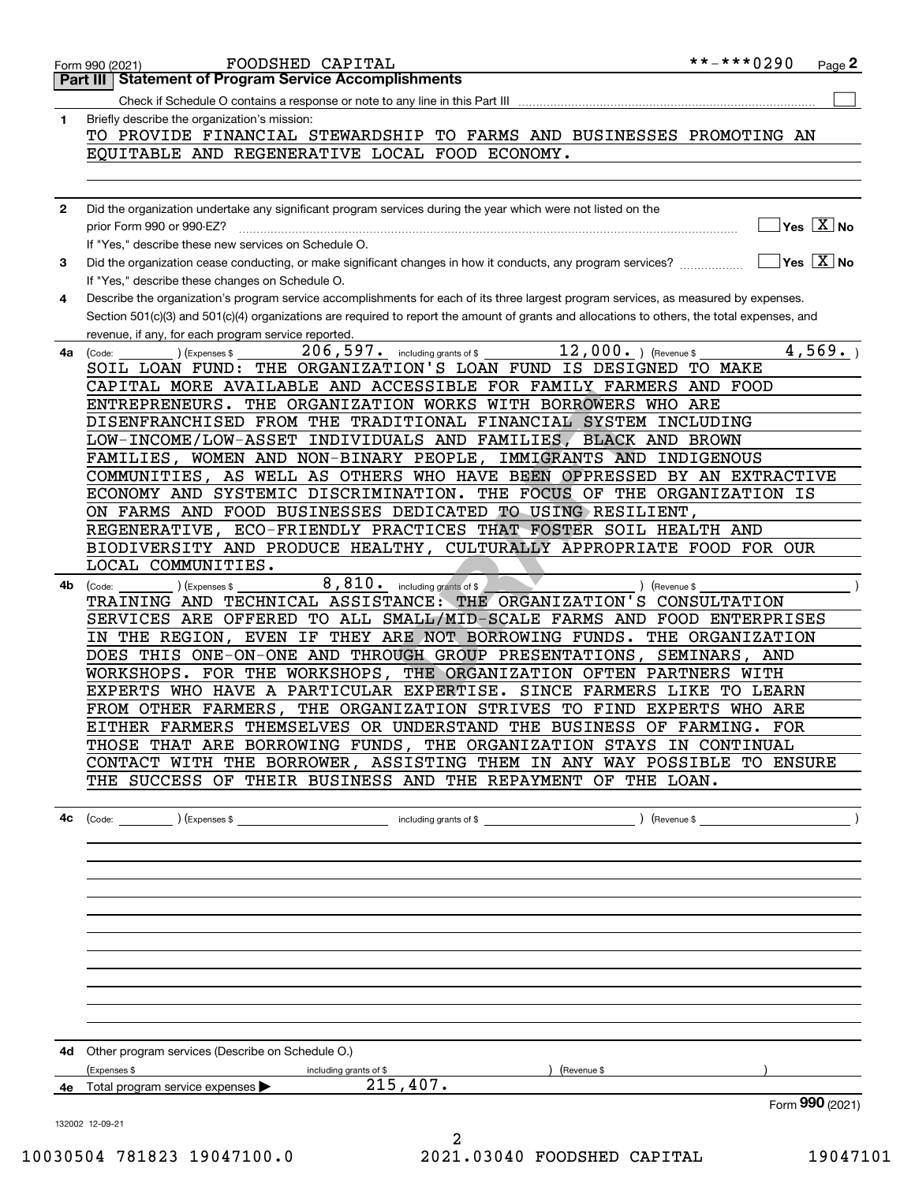Form 990 (2021) FOODSHED CAPITAL **-***0290

## Part III Statement of Program Service Accomplishments

Check if Schedule O contains a response or note to any line in this Part III ☐

**1** Briefly describe the organization's mission:

TO PROVIDE FINANCIAL STEWARDSHIP TO FARMS AND BUSINESSES PROMOTING AN EQUITABLE AND REGENERATIVE LOCAL FOOD ECONOMY.

**2** Did the organization undertake any significant program services during the year which were not listed on the prior Form 990 or 990-EZ? ☐ Yes ☒ No

If "Yes," describe these new services on Schedule O.

**3** Did the organization cease conducting, or make significant changes in how it conducts, any program services? ☐ Yes ☒ No

If "Yes," describe these changes on Schedule O.

**4** Describe the organization's program service accomplishments for each of its three largest program services, as measured by expenses. Section 501(c)(3) and 501(c)(4) organizations are required to report the amount of grants and allocations to others, the total expenses, and revenue, if any, for each program service reported.

**4a** (Code: ) (Expenses $ 206,597. including grants of $ 12,000. ) (Revenue $ 4,569. )

SOIL LOAN FUND: THE ORGANIZATION'S LOAN FUND IS DESIGNED TO MAKE CAPITAL MORE AVAILABLE AND ACCESSIBLE FOR FAMILY FARMERS AND FOOD ENTREPRENEURS. THE ORGANIZATION WORKS WITH BORROWERS WHO ARE DISENFRANCHISED FROM THE TRADITIONAL FINANCIAL SYSTEM INCLUDING LOW-INCOME/LOW-ASSET INDIVIDUALS AND FAMILIES, BLACK AND BROWN FAMILIES, WOMEN AND NON-BINARY PEOPLE, IMMIGRANTS AND INDIGENOUS COMMUNITIES, AS WELL AS OTHERS WHO HAVE BEEN OPPRESSED BY AN EXTRACTIVE ECONOMY AND SYSTEMIC DISCRIMINATION. THE FOCUS OF THE ORGANIZATION IS ON FARMS AND FOOD BUSINESSES DEDICATED TO USING RESILIENT, REGENERATIVE, ECO-FRIENDLY PRACTICES THAT FOSTER SOIL HEALTH AND BIODIVERSITY AND PRODUCE HEALTHY, CULTURALLY APPROPRIATE FOOD FOR OUR LOCAL COMMUNITIES.

**4b** (Code: ) (Expenses $ 8,810. including grants of $ ) (Revenue $ )

TRAINING AND TECHNICAL ASSISTANCE: THE ORGANIZATION'S CONSULTATION SERVICES ARE OFFERED TO ALL SMALL/MID-SCALE FARMS AND FOOD ENTERPRISES IN THE REGION, EVEN IF THEY ARE NOT BORROWING FUNDS. THE ORGANIZATION DOES THIS ONE-ON-ONE AND THROUGH GROUP PRESENTATIONS, SEMINARS, AND WORKSHOPS. FOR THE WORKSHOPS, THE ORGANIZATION OFTEN PARTNERS WITH EXPERTS WHO HAVE A PARTICULAR EXPERTISE. SINCE FARMERS LIKE TO LEARN FROM OTHER FARMERS, THE ORGANIZATION STRIVES TO FIND EXPERTS WHO ARE EITHER FARMERS THEMSELVES OR UNDERSTAND THE BUSINESS OF FARMING. FOR THOSE THAT ARE BORROWING FUNDS, THE ORGANIZATION STAYS IN CONTINUAL CONTACT WITH THE BORROWER, ASSISTING THEM IN ANY WAY POSSIBLE TO ENSURE THE SUCCESS OF THEIR BUSINESS AND THE REPAYMENT OF THE LOAN.

**4c** (Code: ) (Expenses $ including grants of $ ) (Revenue $ )

**4d** Other program services (Describe on Schedule O.)

(Expenses $ including grants of $ ) (Revenue $ )

**4e** Total program service expenses ▶ 215,407.

Form **990** (2021)

132002 12-09-21

10030504 781823 19047100.0 2021.03040 FOODSHED CAPITAL 19047101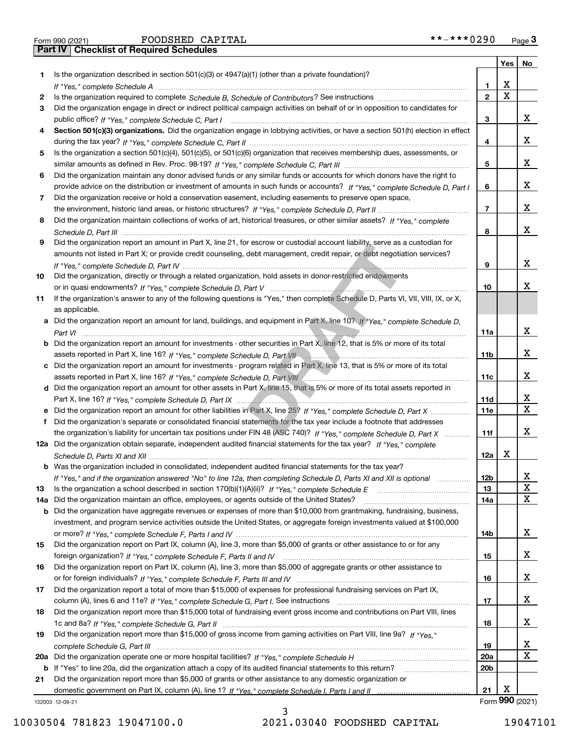Form 990 (2021) FOODSHED CAPITAL **-***0290 Page 3

## Part IV Checklist of Required Schedules

| | | | Yes | No |
|---|---|---|---|---|
| 1 | Is the organization described in section 501(c)(3) or 4947(a)(1) (other than a private foundation)? *If "Yes," complete Schedule A* | 1 | X | |
| 2 | Is the organization required to complete *Schedule B, Schedule of Contributors*? See instructions | 2 | X | |
| 3 | Did the organization engage in direct or indirect political campaign activities on behalf of or in opposition to candidates for public office? *If "Yes," complete Schedule C, Part I* | 3 | | X |
| 4 | **Section 501(c)(3) organizations.** Did the organization engage in lobbying activities, or have a section 501(h) election in effect during the tax year? *If "Yes," complete Schedule C, Part II* | 4 | | X |
| 5 | Is the organization a section 501(c)(4), 501(c)(5), or 501(c)(6) organization that receives membership dues, assessments, or similar amounts as defined in Rev. Proc. 98-19? *If "Yes," complete Schedule C, Part III* | 5 | | X |
| 6 | Did the organization maintain any donor advised funds or any similar funds or accounts for which donors have the right to provide advice on the distribution or investment of amounts in such funds or accounts? *If "Yes," complete Schedule D, Part I* | 6 | | X |
| 7 | Did the organization receive or hold a conservation easement, including easements to preserve open space, the environment, historic land areas, or historic structures? *If "Yes," complete Schedule D, Part II* | 7 | | X |
| 8 | Did the organization maintain collections of works of art, historical treasures, or other similar assets? *If "Yes," complete Schedule D, Part III* | 8 | | X |
| 9 | Did the organization report an amount in Part X, line 21, for escrow or custodial account liability, serve as a custodian for amounts not listed in Part X; or provide credit counseling, debt management, credit repair, or debt negotiation services? *If "Yes," complete Schedule D, Part IV* | 9 | | X |
| 10 | Did the organization, directly or through a related organization, hold assets in donor-restricted endowments or in quasi endowments? *If "Yes," complete Schedule D, Part V* | 10 | | X |
| 11 | If the organization's answer to any of the following questions is "Yes," then complete Schedule D, Parts VI, VII, VIII, IX, or X, as applicable. | | | |
| a | Did the organization report an amount for land, buildings, and equipment in Part X, line 10? *If "Yes," complete Schedule D, Part VI* | 11a | | X |
| b | Did the organization report an amount for investments - other securities in Part X, line 12, that is 5% or more of its total assets reported in Part X, line 16? *If "Yes," complete Schedule D, Part VII* | 11b | | X |
| c | Did the organization report an amount for investments - program related in Part X, line 13, that is 5% or more of its total assets reported in Part X, line 16? *If "Yes," complete Schedule D, Part VIII* | 11c | | X |
| d | Did the organization report an amount for other assets in Part X, line 15, that is 5% or more of its total assets reported in Part X, line 16? *If "Yes," complete Schedule D, Part IX* | 11d | | X |
| e | Did the organization report an amount for other liabilities in Part X, line 25? *If "Yes," complete Schedule D, Part X* | 11e | | X |
| f | Did the organization's separate or consolidated financial statements for the tax year include a footnote that addresses the organization's liability for uncertain tax positions under FIN 48 (ASC 740)? *If "Yes," complete Schedule D, Part X* | 11f | | X |
| 12a | Did the organization obtain separate, independent audited financial statements for the tax year? *If "Yes," complete Schedule D, Parts XI and XII* | 12a | X | |
| b | Was the organization included in consolidated, independent audited financial statements for the tax year? *If "Yes," and if the organization answered "No" to line 12a, then completing Schedule D, Parts XI and XII is optional* | 12b | | X |
| 13 | Is the organization a school described in section 170(b)(1)(A)(ii)? *If "Yes," complete Schedule E* | 13 | | X |
| 14a | Did the organization maintain an office, employees, or agents outside of the United States? | 14a | | X |
| b | Did the organization have aggregate revenues or expenses of more than $10,000 from grantmaking, fundraising, business, investment, and program service activities outside the United States, or aggregate foreign investments valued at $100,000 or more? *If "Yes," complete Schedule F, Parts I and IV* | 14b | | X |
| 15 | Did the organization report on Part IX, column (A), line 3, more than $5,000 of grants or other assistance to or for any foreign organization? *If "Yes," complete Schedule F, Parts II and IV* | 15 | | X |
| 16 | Did the organization report on Part IX, column (A), line 3, more than $5,000 of aggregate grants or other assistance to or for foreign individuals? *If "Yes," complete Schedule F, Parts III and IV* | 16 | | X |
| 17 | Did the organization report a total of more than $15,000 of expenses for professional fundraising services on Part IX, column (A), lines 6 and 11e? *If "Yes," complete Schedule G, Part I.* See instructions | 17 | | X |
| 18 | Did the organization report more than $15,000 total of fundraising event gross income and contributions on Part VIII, lines 1c and 8a? *If "Yes," complete Schedule G, Part II* | 18 | | X |
| 19 | Did the organization report more than $15,000 of gross income from gaming activities on Part VIII, line 9a? *If "Yes," complete Schedule G, Part III* | 19 | | X |
| 20a | Did the organization operate one or more hospital facilities? *If "Yes," complete Schedule H* | 20a | | X |
| b | If "Yes" to line 20a, did the organization attach a copy of its audited financial statements to this return? | 20b | | |
| 21 | Did the organization report more than $5,000 of grants or other assistance to any domestic organization or domestic government on Part IX, column (A), line 1? *If "Yes," complete Schedule I, Parts I and II* | 21 | X | |

132003 12-09-21 Form 990 (2021)

10030504 781823 19047100.0 2021.03040 FOODSHED CAPITAL 19047101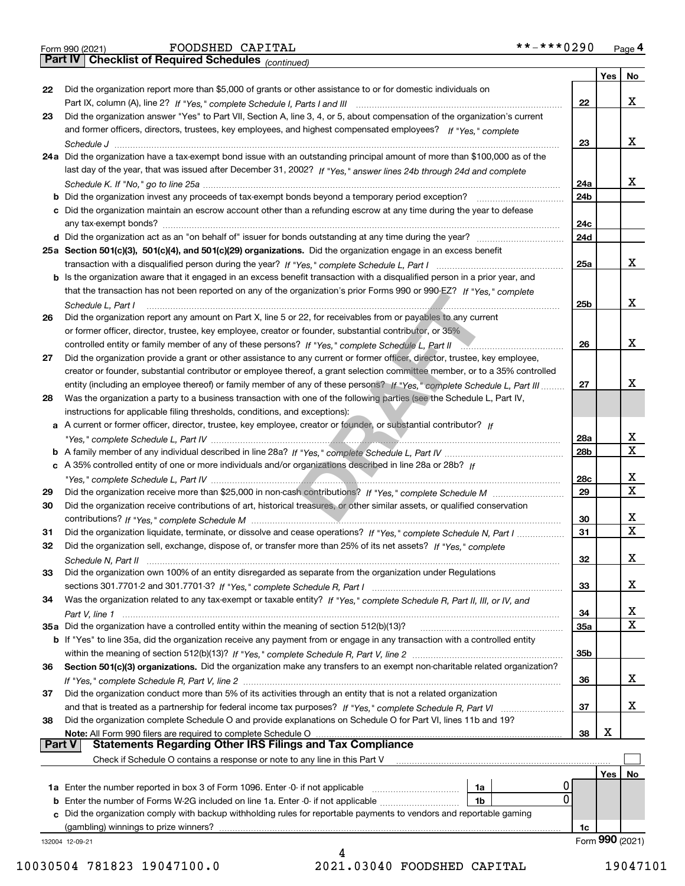Form 990 (2021) FOODSHED CAPITAL **-***0290 Page 4

## Part IV Checklist of Required Schedules *(continued)*

| | | | Yes | No |
|---|---|---|---|---|
| 22 | Did the organization report more than $5,000 of grants or other assistance to or for domestic individuals on Part IX, column (A), line 2? *If "Yes," complete Schedule I, Parts I and III* | 22 | | X |
| 23 | Did the organization answer "Yes" to Part VII, Section A, line 3, 4, or 5, about compensation of the organization's current and former officers, directors, trustees, key employees, and highest compensated employees? *If "Yes," complete Schedule J* | 23 | | X |
| 24a | Did the organization have a tax-exempt bond issue with an outstanding principal amount of more than $100,000 as of the last day of the year, that was issued after December 31, 2002? *If "Yes," answer lines 24b through 24d and complete Schedule K. If "No," go to line 25a* | 24a | | X |
| b | Did the organization invest any proceeds of tax-exempt bonds beyond a temporary period exception? | 24b | | |
| c | Did the organization maintain an escrow account other than a refunding escrow at any time during the year to defease any tax-exempt bonds? | 24c | | |
| d | Did the organization act as an "on behalf of" issuer for bonds outstanding at any time during the year? | 24d | | |
| 25a | **Section 501(c)(3), 501(c)(4), and 501(c)(29) organizations.** Did the organization engage in an excess benefit transaction with a disqualified person during the year? *If "Yes," complete Schedule L, Part I* | 25a | | X |
| b | Is the organization aware that it engaged in an excess benefit transaction with a disqualified person in a prior year, and that the transaction has not been reported on any of the organization's prior Forms 990 or 990-EZ? *If "Yes," complete Schedule L, Part I* | 25b | | X |
| 26 | Did the organization report any amount on Part X, line 5 or 22, for receivables from or payables to any current or former officer, director, trustee, key employee, creator or founder, substantial contributor, or 35% controlled entity or family member of any of these persons? *If "Yes," complete Schedule L, Part II* | 26 | | X |
| 27 | Did the organization provide a grant or other assistance to any current or former officer, director, trustee, key employee, creator or founder, substantial contributor or employee thereof, a grant selection committee member, or to a 35% controlled entity (including an employee thereof) or family member of any of these persons? *If "Yes," complete Schedule L, Part III* | 27 | | X |
| 28 | Was the organization a party to a business transaction with one of the following parties (see the Schedule L, Part IV, instructions for applicable filing thresholds, conditions, and exceptions): | | | |
| a | A current or former officer, director, trustee, key employee, creator or founder, or substantial contributor? *If "Yes," complete Schedule L, Part IV* | 28a | | X |
| b | A family member of any individual described in line 28a? *If "Yes," complete Schedule L, Part IV* | 28b | | X |
| c | A 35% controlled entity of one or more individuals and/or organizations described in line 28a or 28b? *If "Yes," complete Schedule L, Part IV* | 28c | | X |
| 29 | Did the organization receive more than $25,000 in non-cash contributions? *If "Yes," complete Schedule M* | 29 | | X |
| 30 | Did the organization receive contributions of art, historical treasures, or other similar assets, or qualified conservation contributions? *If "Yes," complete Schedule M* | 30 | | X |
| 31 | Did the organization liquidate, terminate, or dissolve and cease operations? *If "Yes," complete Schedule N, Part I* | 31 | | X |
| 32 | Did the organization sell, exchange, dispose of, or transfer more than 25% of its net assets? *If "Yes," complete Schedule N, Part II* | 32 | | X |
| 33 | Did the organization own 100% of an entity disregarded as separate from the organization under Regulations sections 301.7701-2 and 301.7701-3? *If "Yes," complete Schedule R, Part I* | 33 | | X |
| 34 | Was the organization related to any tax-exempt or taxable entity? *If "Yes," complete Schedule R, Part II, III, or IV, and Part V, line 1* | 34 | | X |
| 35a | Did the organization have a controlled entity within the meaning of section 512(b)(13)? | 35a | | X |
| b | If "Yes" to line 35a, did the organization receive any payment from or engage in any transaction with a controlled entity within the meaning of section 512(b)(13)? *If "Yes," complete Schedule R, Part V, line 2* | 35b | | |
| 36 | **Section 501(c)(3) organizations.** Did the organization make any transfers to an exempt non-charitable related organization? *If "Yes," complete Schedule R, Part V, line 2* | 36 | | X |
| 37 | Did the organization conduct more than 5% of its activities through an entity that is not a related organization and that is treated as a partnership for federal income tax purposes? *If "Yes," complete Schedule R, Part VI* | 37 | | X |
| 38 | Did the organization complete Schedule O and provide explanations on Schedule O for Part VI, lines 11b and 19? **Note:** All Form 990 filers are required to complete Schedule O | 38 | X | |

## Part V Statements Regarding Other IRS Filings and Tax Compliance

Check if Schedule O contains a response or note to any line in this Part V ☐

| | | | | | Yes | No |
|---|---|---|---|---|---|---|
| 1a | Enter the number reported in box 3 of Form 1096. Enter -0- if not applicable | 1a | 0 | | | |
| b | Enter the number of Forms W-2G included on line 1a. Enter -0- if not applicable | 1b | 0 | | | |
| c | Did the organization comply with backup withholding rules for reportable payments to vendors and reportable gaming (gambling) winnings to prize winners? | | | 1c | | |

132004 12-09-21 Form **990** (2021)

10030504 781823 19047100.0 2021.03040 FOODSHED CAPITAL 19047101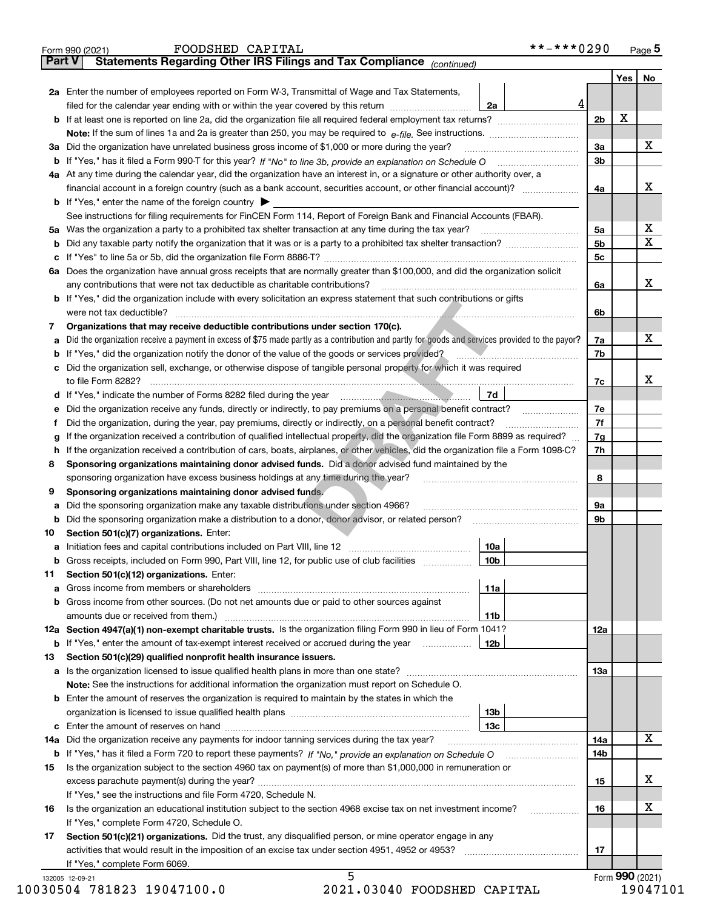Form 990 (2021) FOODSHED CAPITAL **-***0290 Page 5

## Part V Statements Regarding Other IRS Filings and Tax Compliance *(continued)*

| | | | | Yes | No |
|---|---|---|---|---|---|
| **2a** | Enter the number of employees reported on Form W-3, Transmittal of Wage and Tax Statements, filed for the calendar year ending with or within the year covered by this return | 2a 4 | | | |
| **b** | If at least one is reported on line 2a, did the organization file all required federal employment tax returns? | | 2b | X | |
| | **Note:** If the sum of lines 1a and 2a is greater than 250, you may be required to *e-file.* See instructions. | | | | |
| **3a** | Did the organization have unrelated business gross income of $1,000 or more during the year? | | 3a | | X |
| **b** | If "Yes," has it filed a Form 990-T for this year? *If "No" to line 3b, provide an explanation on Schedule O* | | 3b | | |
| **4a** | At any time during the calendar year, did the organization have an interest in, or a signature or other authority over, a financial account in a foreign country (such as a bank account, securities account, or other financial account)? | | 4a | | X |
| **b** | If "Yes," enter the name of the foreign country ▶ | | | | |
| | See instructions for filing requirements for FinCEN Form 114, Report of Foreign Bank and Financial Accounts (FBAR). | | | | |
| **5a** | Was the organization a party to a prohibited tax shelter transaction at any time during the tax year? | | 5a | | X |
| **b** | Did any taxable party notify the organization that it was or is a party to a prohibited tax shelter transaction? | | 5b | | X |
| **c** | If "Yes" to line 5a or 5b, did the organization file Form 8886-T? | | 5c | | |
| **6a** | Does the organization have annual gross receipts that are normally greater than $100,000, and did the organization solicit any contributions that were not tax deductible as charitable contributions? | | 6a | | X |
| **b** | If "Yes," did the organization include with every solicitation an express statement that such contributions or gifts were not tax deductible? | | 6b | | |
| **7** | **Organizations that may receive deductible contributions under section 170(c).** | | | | |
| **a** | Did the organization receive a payment in excess of $75 made partly as a contribution and partly for goods and services provided to the payor? | | 7a | | X |
| **b** | If "Yes," did the organization notify the donor of the value of the goods or services provided? | | 7b | | |
| **c** | Did the organization sell, exchange, or otherwise dispose of tangible personal property for which it was required to file Form 8282? | | 7c | | X |
| **d** | If "Yes," indicate the number of Forms 8282 filed during the year | 7d | | | |
| **e** | Did the organization receive any funds, directly or indirectly, to pay premiums on a personal benefit contract? | | 7e | | |
| **f** | Did the organization, during the year, pay premiums, directly or indirectly, on a personal benefit contract? | | 7f | | |
| **g** | If the organization received a contribution of qualified intellectual property, did the organization file Form 8899 as required? | | 7g | | |
| **h** | If the organization received a contribution of cars, boats, airplanes, or other vehicles, did the organization file a Form 1098-C? | | 7h | | |
| **8** | **Sponsoring organizations maintaining donor advised funds.** Did a donor advised fund maintained by the sponsoring organization have excess business holdings at any time during the year? | | 8 | | |
| **9** | **Sponsoring organizations maintaining donor advised funds.** | | | | |
| **a** | Did the sponsoring organization make any taxable distributions under section 4966? | | 9a | | |
| **b** | Did the sponsoring organization make a distribution to a donor, donor advisor, or related person? | | 9b | | |
| **10** | **Section 501(c)(7) organizations.** Enter: | | | | |
| **a** | Initiation fees and capital contributions included on Part VIII, line 12 | 10a | | | |
| **b** | Gross receipts, included on Form 990, Part VIII, line 12, for public use of club facilities | 10b | | | |
| **11** | **Section 501(c)(12) organizations.** Enter: | | | | |
| **a** | Gross income from members or shareholders | 11a | | | |
| **b** | Gross income from other sources. (Do not net amounts due or paid to other sources against amounts due or received from them.) | 11b | | | |
| **12a** | **Section 4947(a)(1) non-exempt charitable trusts.** Is the organization filing Form 990 in lieu of Form 1041? | | 12a | | |
| **b** | If "Yes," enter the amount of tax-exempt interest received or accrued during the year | 12b | | | |
| **13** | **Section 501(c)(29) qualified nonprofit health insurance issuers.** | | | | |
| **a** | Is the organization licensed to issue qualified health plans in more than one state? | | 13a | | |
| | **Note:** See the instructions for additional information the organization must report on Schedule O. | | | | |
| **b** | Enter the amount of reserves the organization is required to maintain by the states in which the organization is licensed to issue qualified health plans | 13b | | | |
| **c** | Enter the amount of reserves on hand | 13c | | | |
| **14a** | Did the organization receive any payments for indoor tanning services during the tax year? | | 14a | | X |
| **b** | If "Yes," has it filed a Form 720 to report these payments? *If "No," provide an explanation on Schedule O* | | 14b | | |
| **15** | Is the organization subject to the section 4960 tax on payment(s) of more than $1,000,000 in remuneration or excess parachute payment(s) during the year? | | 15 | | X |
| | If "Yes," see the instructions and file Form 4720, Schedule N. | | | | |
| **16** | Is the organization an educational institution subject to the section 4968 excise tax on net investment income? | | 16 | | X |
| | If "Yes," complete Form 4720, Schedule O. | | | | |
| **17** | **Section 501(c)(21) organizations.** Did the trust, any disqualified person, or mine operator engage in any activities that would result in the imposition of an excise tax under section 4951, 4952 or 4953? | | 17 | | |
| | If "Yes," complete Form 6069. | | | | |

Form **990** (2021)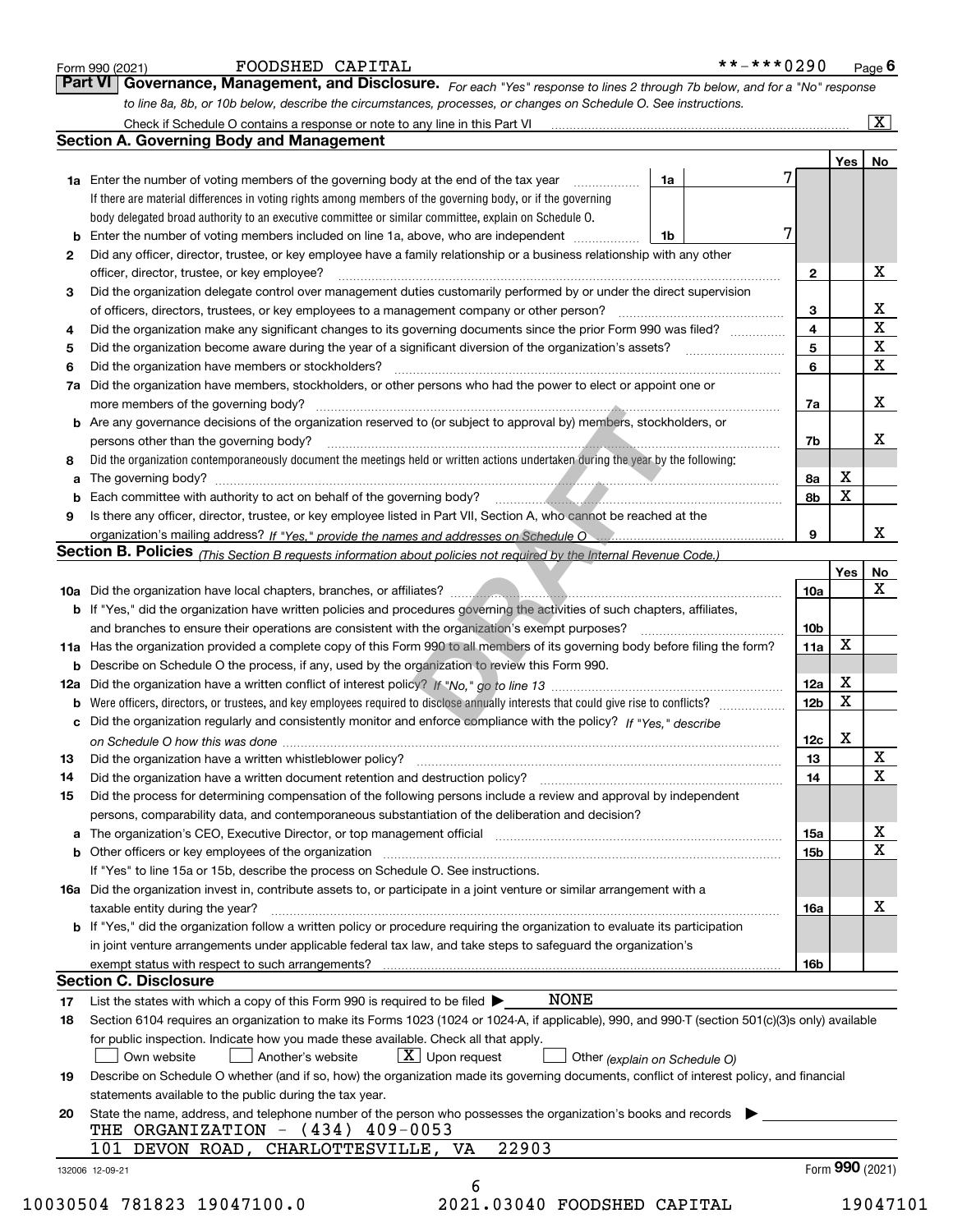Form 990 (2021) FOODSHED CAPITAL **-***0290 Page 6

**Part VI Governance, Management, and Disclosure.** *For each "Yes" response to lines 2 through 7b below, and for a "No" response to line 8a, 8b, or 10b below, describe the circumstances, processes, or changes on Schedule O. See instructions.*

Check if Schedule O contains a response or note to any line in this Part VI .......... [X]

## Section A. Governing Body and Management

| | | | | Yes | No |
|---|---|---|---|---|---|
| **1a** | Enter the number of voting members of the governing body at the end of the tax year .......... **1a** 7. If there are material differences in voting rights among members of the governing body, or if the governing body delegated broad authority to an executive committee or similar committee, explain on Schedule O. | | | | |
| **b** | Enter the number of voting members included on line 1a, above, who are independent .......... **1b** 7 | | | | |
| **2** | Did any officer, director, trustee, or key employee have a family relationship or a business relationship with any other officer, director, trustee, or key employee? | | 2 | | X |
| **3** | Did the organization delegate control over management duties customarily performed by or under the direct supervision of officers, directors, trustees, or key employees to a management company or other person? | | 3 | | X |
| **4** | Did the organization make any significant changes to its governing documents since the prior Form 990 was filed? | | 4 | | X |
| **5** | Did the organization become aware during the year of a significant diversion of the organization's assets? | | 5 | | X |
| **6** | Did the organization have members or stockholders? | | 6 | | X |
| **7a** | Did the organization have members, stockholders, or other persons who had the power to elect or appoint one or more members of the governing body? | | 7a | | X |
| **b** | Are any governance decisions of the organization reserved to (or subject to approval by) members, stockholders, or persons other than the governing body? | | 7b | | X |
| **8** | Did the organization contemporaneously document the meetings held or written actions undertaken during the year by the following: | | | | |
| **a** | The governing body? | | 8a | X | |
| **b** | Each committee with authority to act on behalf of the governing body? | | 8b | X | |
| **9** | Is there any officer, director, trustee, or key employee listed in Part VII, Section A, who cannot be reached at the organization's mailing address? *If "Yes," provide the names and addresses on Schedule O* | | 9 | | X |

## Section B. Policies *(This Section B requests information about policies not required by the Internal Revenue Code.)*

| | | | Yes | No |
|---|---|---|---|---|
| **10a** | Did the organization have local chapters, branches, or affiliates? | 10a | | X |
| **b** | If "Yes," did the organization have written policies and procedures governing the activities of such chapters, affiliates, and branches to ensure their operations are consistent with the organization's exempt purposes? | 10b | | |
| **11a** | Has the organization provided a complete copy of this Form 990 to all members of its governing body before filing the form? | 11a | X | |
| **b** | Describe on Schedule O the process, if any, used by the organization to review this Form 990. | | | |
| **12a** | Did the organization have a written conflict of interest policy? *If "No," go to line 13* | 12a | X | |
| **b** | Were officers, directors, or trustees, and key employees required to disclose annually interests that could give rise to conflicts? | 12b | X | |
| **c** | Did the organization regularly and consistently monitor and enforce compliance with the policy? *If "Yes," describe on Schedule O how this was done* | 12c | X | |
| **13** | Did the organization have a written whistleblower policy? | 13 | | X |
| **14** | Did the organization have a written document retention and destruction policy? | 14 | | X |
| **15** | Did the process for determining compensation of the following persons include a review and approval by independent persons, comparability data, and contemporaneous substantiation of the deliberation and decision? | | | |
| **a** | The organization's CEO, Executive Director, or top management official | 15a | | X |
| **b** | Other officers or key employees of the organization | 15b | | X |
| | If "Yes" to line 15a or 15b, describe the process on Schedule O. See instructions. | | | |
| **16a** | Did the organization invest in, contribute assets to, or participate in a joint venture or similar arrangement with a taxable entity during the year? | 16a | | X |
| **b** | If "Yes," did the organization follow a written policy or procedure requiring the organization to evaluate its participation in joint venture arrangements under applicable federal tax law, and take steps to safeguard the organization's exempt status with respect to such arrangements? | 16b | | |

## Section C. Disclosure

**17** List the states with which a copy of this Form 990 is required to be filed ▶ NONE

**18** Section 6104 requires an organization to make its Forms 1023 (1024 or 1024-A, if applicable), 990, and 990-T (section 501(c)(3)s only) available for public inspection. Indicate how you made these available. Check all that apply.

[ ] Own website [ ] Another's website [X] Upon request [ ] Other *(explain on Schedule O)*

**19** Describe on Schedule O whether (and if so, how) the organization made its governing documents, conflict of interest policy, and financial statements available to the public during the tax year.

**20** State the name, address, and telephone number of the person who possesses the organization's books and records ▶

THE ORGANIZATION - (434) 409-0053
101 DEVON ROAD, CHARLOTTESVILLE, VA 22903

132006 12-09-21 Form **990** (2021)

10030504 781823 19047100.0 2021.03040 FOODSHED CAPITAL 19047101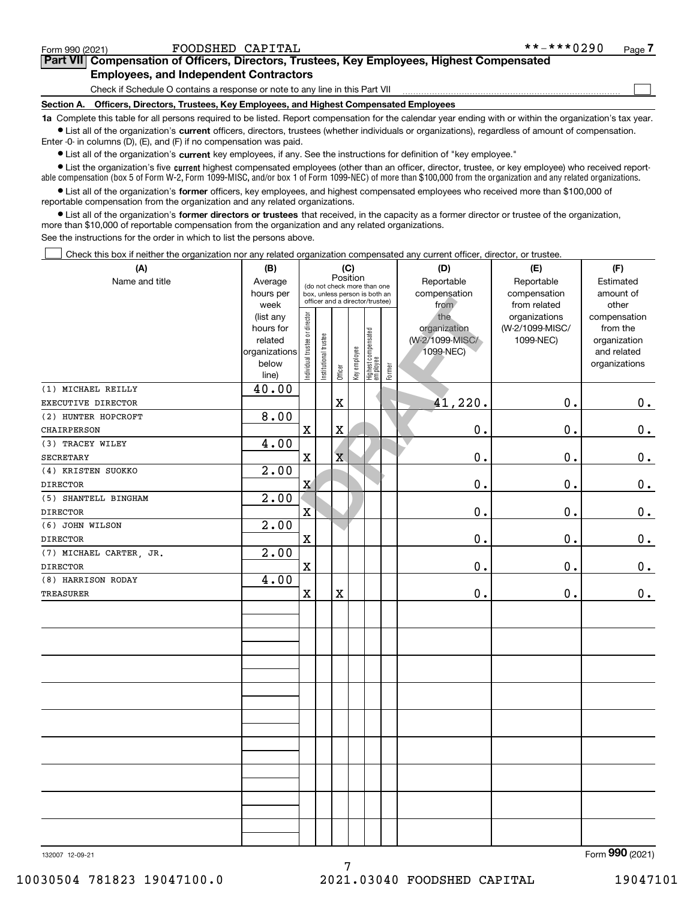Form 990 (2021) FOODSHED CAPITAL **-***0290

## Part VII Compensation of Officers, Directors, Trustees, Key Employees, Highest Compensated Employees, and Independent Contractors

Check if Schedule O contains a response or note to any line in this Part VII ☐

### Section A. Officers, Directors, Trustees, Key Employees, and Highest Compensated Employees

**1a** Complete this table for all persons required to be listed. Report compensation for the calendar year ending with or within the organization's tax year.

- List all of the organization's **current** officers, directors, trustees (whether individuals or organizations), regardless of amount of compensation. Enter -0- in columns (D), (E), and (F) if no compensation was paid.
- List all of the organization's **current** key employees, if any. See the instructions for definition of "key employee."
- List the organization's five **current** highest compensated employees (other than an officer, director, trustee, or key employee) who received reportable compensation (box 5 of Form W-2, Form 1099-MISC, and/or box 1 of Form 1099-NEC) of more than $100,000 from the organization and any related organizations.
- List all of the organization's **former** officers, key employees, and highest compensated employees who received more than $100,000 of reportable compensation from the organization and any related organizations.
- List all of the organization's **former directors or trustees** that received, in the capacity as a former director or trustee of the organization, more than $10,000 of reportable compensation from the organization and any related organizations.

See the instructions for the order in which to list the persons above.

☐ Check this box if neither the organization nor any related organization compensated any current officer, director, or trustee.

| (A) Name and title | (B) Average hours per week (list any hours for related organizations below line) | (C) Position: Individual trustee or director | Institutional trustee | Officer | Key employee | Highest compensated employee | Former | (D) Reportable compensation from the organization (W-2/1099-MISC/ 1099-NEC) | (E) Reportable compensation from related organizations (W-2/1099-MISC/ 1099-NEC) | (F) Estimated amount of other compensation from the organization and related organizations |
|---|---|---|---|---|---|---|---|---|---|---|
| (1) MICHAEL REILLY<br>EXECUTIVE DIRECTOR | 40.00 | | | X | | | | 41,220. | 0. | 0. |
| (2) HUNTER HOPCROFT<br>CHAIRPERSON | 8.00 | X | | X | | | | 0. | 0. | 0. |
| (3) TRACEY WILEY<br>SECRETARY | 4.00 | X | | X | | | | 0. | 0. | 0. |
| (4) KRISTEN SUOKKO<br>DIRECTOR | 2.00 | X | | | | | | 0. | 0. | 0. |
| (5) SHANTELL BINGHAM<br>DIRECTOR | 2.00 | X | | | | | | 0. | 0. | 0. |
| (6) JOHN WILSON<br>DIRECTOR | 2.00 | X | | | | | | 0. | 0. | 0. |
| (7) MICHAEL CARTER, JR.<br>DIRECTOR | 2.00 | X | | | | | | 0. | 0. | 0. |
| (8) HARRISON RODAY<br>TREASURER | 4.00 | X | | X | | | | 0. | 0. | 0. |

132007 12-09-21

Form 990 (2021)

10030504 781823 19047100.0 2021.03040 FOODSHED CAPITAL 19047101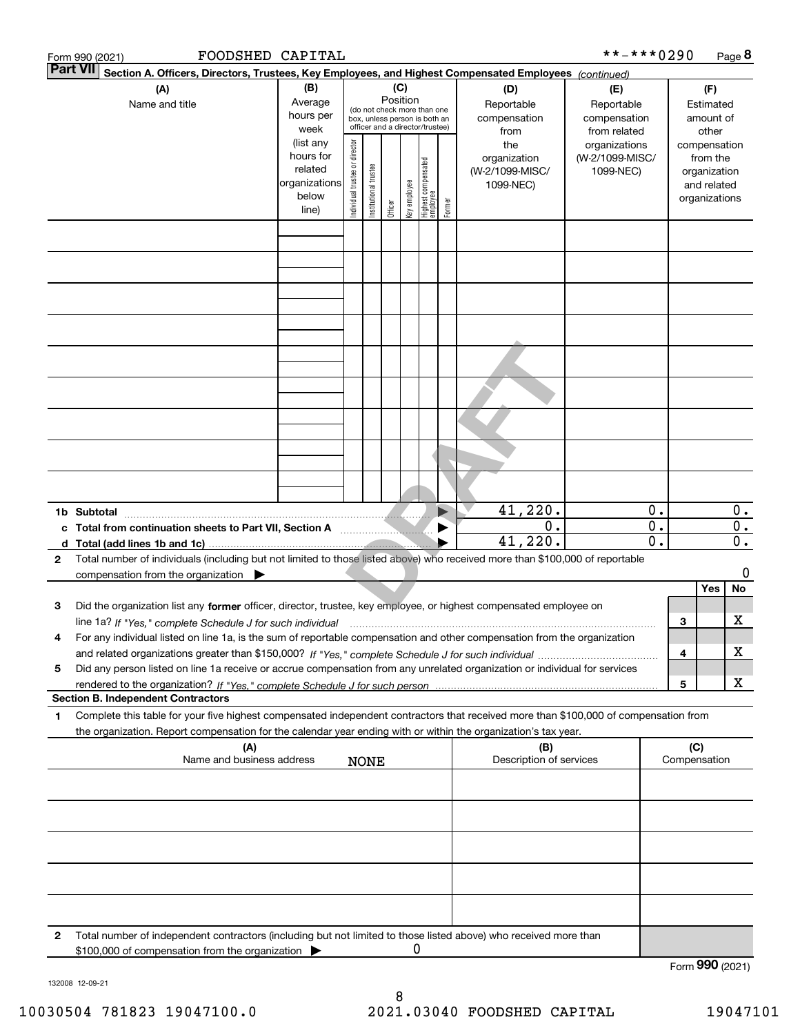Form 990 (2021) FOODSHED CAPITAL **-***0290 Page 8

**Part VII Section A. Officers, Directors, Trustees, Key Employees, and Highest Compensated Employees** *(continued)*

| (A) Name and title | (B) Average hours per week (list any hours for related organizations below line) | (C) Position (do not check more than one box, unless person is both an officer and a director/trustee) Individual trustee or director | Institutional trustee | Officer | Key employee | Highest compensated employee | Former | (D) Reportable compensation from the organization (W-2/1099-MISC/ 1099-NEC) | (E) Reportable compensation from related organizations (W-2/1099-MISC/ 1099-NEC) | (F) Estimated amount of other compensation from the organization and related organizations |
|---|---|---|---|---|---|---|---|---|---|---|
| | | | | | | | | | | |
| | | | | | | | | | | |
| | | | | | | | | | | |
| | | | | | | | | | | |
| | | | | | | | | | | |
| | | | | | | | | | | |
| | | | | | | | | | | |
| | | | | | | | | | | |
| | | | | | | | | | | |
| **1b Subtotal** | | | | | | | | 41,220. | 0. | 0. |
| **c Total from continuation sheets to Part VII, Section A** | | | | | | | | 0. | 0. | 0. |
| **d Total (add lines 1b and 1c)** | | | | | | | | 41,220. | 0. | 0. |

**2** Total number of individuals (including but not limited to those listed above) who received more than $100,000 of reportable compensation from the organization ▶ 0

| | | Yes | No |
|---|---|---|---|
| **3** Did the organization list any **former** officer, director, trustee, key employee, or highest compensated employee on line 1a? *If "Yes," complete Schedule J for such individual* | 3 | | X |
| **4** For any individual listed on line 1a, is the sum of reportable compensation and other compensation from the organization and related organizations greater than $150,000? *If "Yes," complete Schedule J for such individual* | 4 | | X |
| **5** Did any person listed on line 1a receive or accrue compensation from any unrelated organization or individual for services rendered to the organization? *If "Yes," complete Schedule J for such person* | 5 | | X |

**Section B. Independent Contractors**

**1** Complete this table for your five highest compensated independent contractors that received more than $100,000 of compensation from the organization. Report compensation for the calendar year ending with or within the organization's tax year.

| (A) Name and business address | (B) Description of services | (C) Compensation |
|---|---|---|
| NONE | | |
| | | |
| | | |
| | | |
| | | |

**2** Total number of independent contractors (including but not limited to those listed above) who received more than $100,000 of compensation from the organization ▶ 0

Form **990** (2021)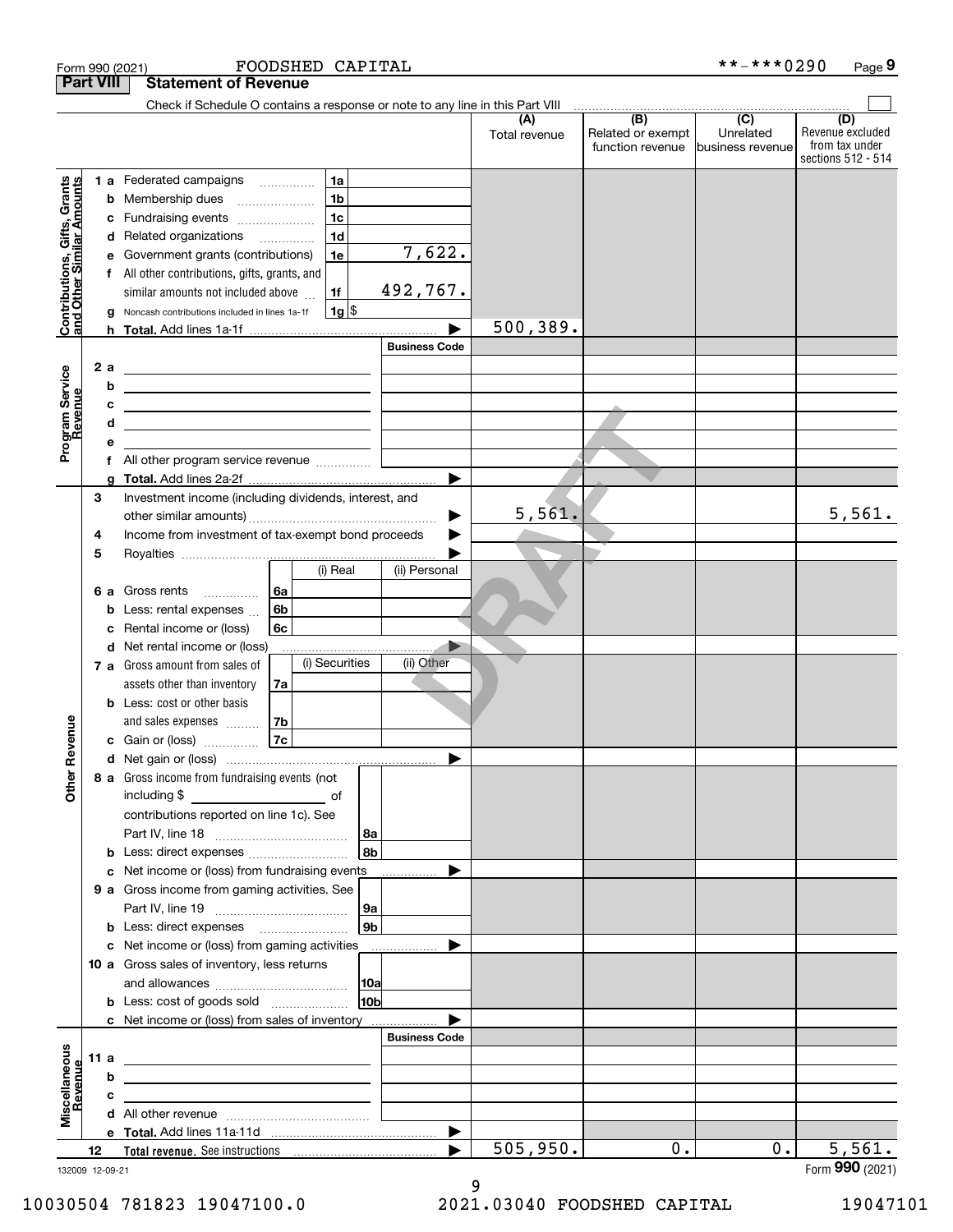Form 990 (2021) FOODSHED CAPITAL **-***0290 Page 9

**Part VIII Statement of Revenue**

Check if Schedule O contains a response or note to any line in this Part VIII

| | | | (A) Total revenue | (B) Related or exempt function revenue | (C) Unrelated business revenue | (D) Revenue excluded from tax under sections 512 - 514 |
|---|---|---|---|---|---|---|
| **Contributions, Gifts, Grants and Other Similar Amounts** | 1a Federated campaigns — 1a | | | | | |
| | b Membership dues — 1b | | | | | |
| | c Fundraising events — 1c | | | | | |
| | d Related organizations — 1d | | | | | |
| | e Government grants (contributions) — 1e | 7,622. | | | | |
| | f All other contributions, gifts, grants, and similar amounts not included above — 1f | 492,767. | | | | |
| | g Noncash contributions included in lines 1a-1f — 1g $ | | | | | |
| | h **Total.** Add lines 1a-1f | | 500,389. | | | |
| **Program Service Revenue** | | Business Code | | | | |
| | 2a | | | | | |
| | b | | | | | |
| | c | | | | | |
| | d | | | | | |
| | e | | | | | |
| | f All other program service revenue | | | | | |
| | g **Total.** Add lines 2a-2f | | | | | |
| **Other Revenue** | 3 Investment income (including dividends, interest, and other similar amounts) | | 5,561. | | | 5,561. |
| | 4 Income from investment of tax-exempt bond proceeds | | | | | |
| | 5 Royalties | | | | | |
| | 6a Gross rents — 6a — (i) Real / (ii) Personal | | | | | |
| | b Less: rental expenses — 6b | | | | | |
| | c Rental income or (loss) — 6c | | | | | |
| | d Net rental income or (loss) | | | | | |
| | 7a Gross amount from sales of assets other than inventory — 7a — (i) Securities / (ii) Other | | | | | |
| | b Less: cost or other basis and sales expenses — 7b | | | | | |
| | c Gain or (loss) — 7c | | | | | |
| | d Net gain or (loss) | | | | | |
| | 8a Gross income from fundraising events (not including $ of contributions reported on line 1c). See Part IV, line 18 — 8a | | | | | |
| | b Less: direct expenses — 8b | | | | | |
| | c Net income or (loss) from fundraising events | | | | | |
| | 9a Gross income from gaming activities. See Part IV, line 19 — 9a | | | | | |
| | b Less: direct expenses — 9b | | | | | |
| | c Net income or (loss) from gaming activities | | | | | |
| | 10a Gross sales of inventory, less returns and allowances — 10a | | | | | |
| | b Less: cost of goods sold — 10b | | | | | |
| | c Net income or (loss) from sales of inventory | | | | | |
| **Miscellaneous Revenue** | | Business Code | | | | |
| | 11a | | | | | |
| | b | | | | | |
| | c | | | | | |
| | d All other revenue | | | | | |
| | e **Total.** Add lines 11a-11d | | | | | |
| | 12 **Total revenue.** See instructions | | 505,950. | 0. | 0. | 5,561. |

132009 12-09-21

Form **990** (2021)

10030504 781823 19047100.0 2021.03040 FOODSHED CAPITAL 19047101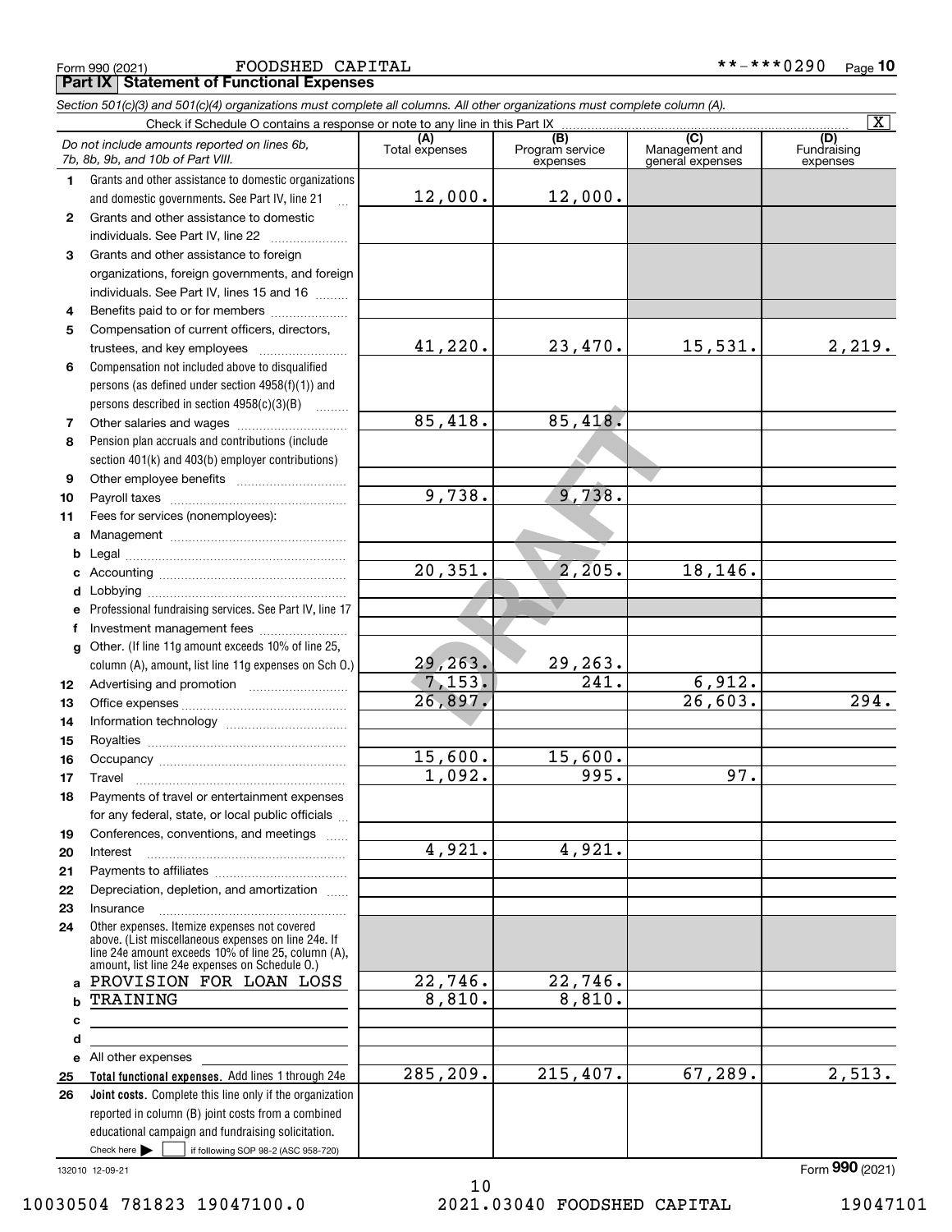Form 990 (2021) FOODSHED CAPITAL **-***0290 Page 10

**Part IX Statement of Functional Expenses**

*Section 501(c)(3) and 501(c)(4) organizations must complete all columns. All other organizations must complete column (A).*

Check if Schedule O contains a response or note to any line in this Part IX [X]

| | *Do not include amounts reported on lines 6b, 7b, 8b, 9b, and 10b of Part VIII.* | (A) Total expenses | (B) Program service expenses | (C) Management and general expenses | (D) Fundraising expenses |
|---|---|---|---|---|---|
| 1 | Grants and other assistance to domestic organizations and domestic governments. See Part IV, line 21 | 12,000. | 12,000. | | |
| 2 | Grants and other assistance to domestic individuals. See Part IV, line 22 | | | | |
| 3 | Grants and other assistance to foreign organizations, foreign governments, and foreign individuals. See Part IV, lines 15 and 16 | | | | |
| 4 | Benefits paid to or for members | | | | |
| 5 | Compensation of current officers, directors, trustees, and key employees | 41,220. | 23,470. | 15,531. | 2,219. |
| 6 | Compensation not included above to disqualified persons (as defined under section 4958(f)(1)) and persons described in section 4958(c)(3)(B) | | | | |
| 7 | Other salaries and wages | 85,418. | 85,418. | | |
| 8 | Pension plan accruals and contributions (include section 401(k) and 403(b) employer contributions) | | | | |
| 9 | Other employee benefits | | | | |
| 10 | Payroll taxes | 9,738. | 9,738. | | |
| 11 | Fees for services (nonemployees): | | | | |
| a | Management | | | | |
| b | Legal | | | | |
| c | Accounting | 20,351. | 2,205. | 18,146. | |
| d | Lobbying | | | | |
| e | Professional fundraising services. See Part IV, line 17 | | | | |
| f | Investment management fees | | | | |
| g | Other. (If line 11g amount exceeds 10% of line 25, column (A), amount, list line 11g expenses on Sch O.) | 29,263. | 29,263. | | |
| 12 | Advertising and promotion | 7,153. | 241. | 6,912. | |
| 13 | Office expenses | 26,897. | | 26,603. | 294. |
| 14 | Information technology | | | | |
| 15 | Royalties | | | | |
| 16 | Occupancy | 15,600. | 15,600. | | |
| 17 | Travel | 1,092. | 995. | 97. | |
| 18 | Payments of travel or entertainment expenses for any federal, state, or local public officials | | | | |
| 19 | Conferences, conventions, and meetings | | | | |
| 20 | Interest | 4,921. | 4,921. | | |
| 21 | Payments to affiliates | | | | |
| 22 | Depreciation, depletion, and amortization | | | | |
| 23 | Insurance | | | | |
| 24 | Other expenses. Itemize expenses not covered above. (List miscellaneous expenses on line 24e. If line 24e amount exceeds 10% of line 25, column (A), amount, list line 24e expenses on Schedule O.) | | | | |
| a | PROVISION FOR LOAN LOSS | 22,746. | 22,746. | | |
| b | TRAINING | 8,810. | 8,810. | | |
| c | | | | | |
| d | | | | | |
| e | All other expenses | | | | |
| 25 | **Total functional expenses.** Add lines 1 through 24e | 285,209. | 215,407. | 67,289. | 2,513. |
| 26 | **Joint costs.** Complete this line only if the organization reported in column (B) joint costs from a combined educational campaign and fundraising solicitation. Check here [ ] if following SOP 98-2 (ASC 958-720) | | | | |

132010 12-09-21 Form **990** (2021)

10030504 781823 19047100.0 2021.03040 FOODSHED CAPITAL 19047101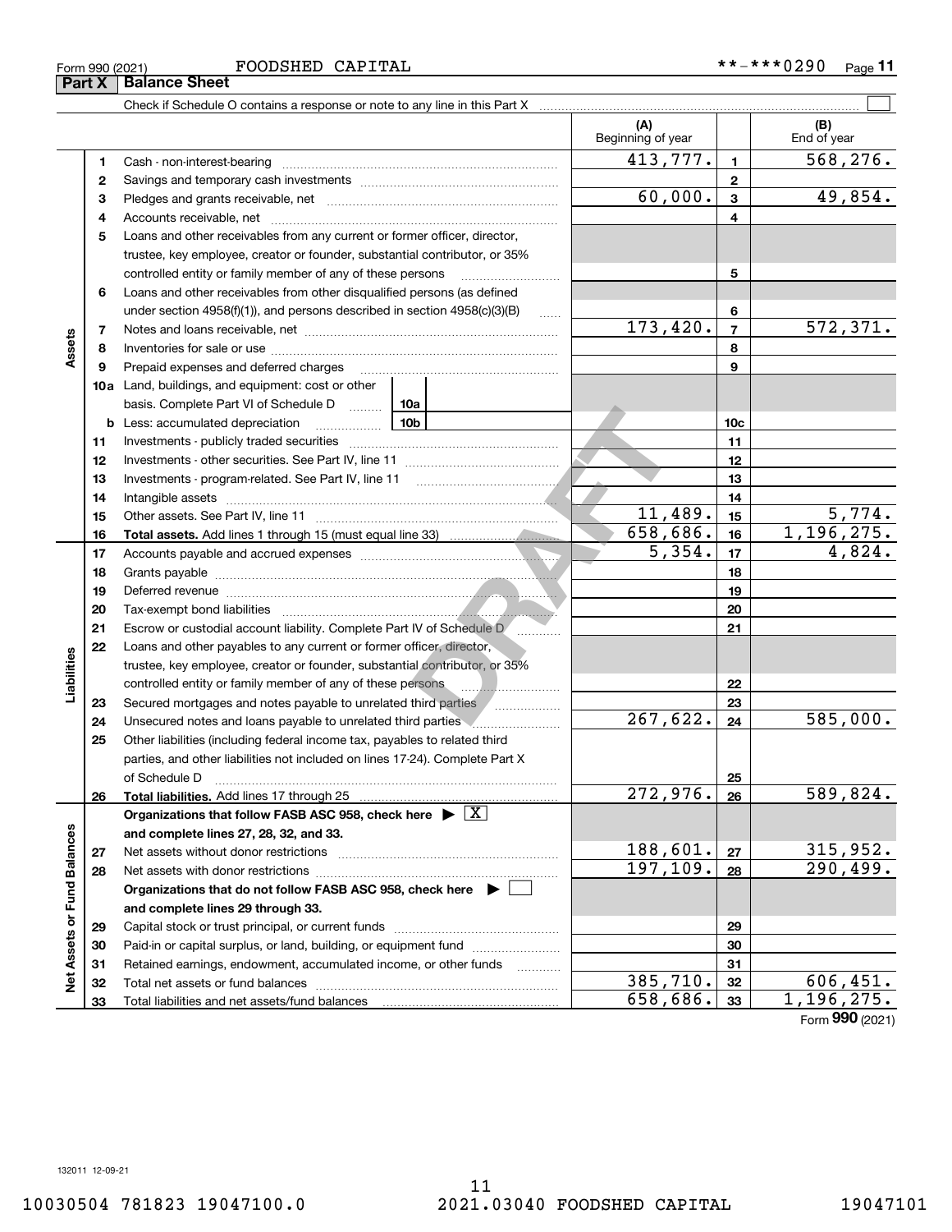Form 990 (2021) FOODSHED CAPITAL **-***0290

## Part X Balance Sheet

Check if Schedule O contains a response or note to any line in this Part X ☐

| | | | (A) Beginning of year | | (B) End of year |
|---|---|---|---|---|---|
| **Assets** | 1 | Cash - non-interest-bearing | 413,777. | 1 | 568,276. |
| | 2 | Savings and temporary cash investments | | 2 | |
| | 3 | Pledges and grants receivable, net | 60,000. | 3 | 49,854. |
| | 4 | Accounts receivable, net | | 4 | |
| | 5 | Loans and other receivables from any current or former officer, director, trustee, key employee, creator or founder, substantial contributor, or 35% controlled entity or family member of any of these persons | | 5 | |
| | 6 | Loans and other receivables from other disqualified persons (as defined under section 4958(f)(1)), and persons described in section 4958(c)(3)(B) | | 6 | |
| | 7 | Notes and loans receivable, net | 173,420. | 7 | 572,371. |
| | 8 | Inventories for sale or use | | 8 | |
| | 9 | Prepaid expenses and deferred charges | | 9 | |
| | 10a | Land, buildings, and equipment: cost or other basis. Complete Part VI of Schedule D (10a) | | | |
| | b | Less: accumulated depreciation (10b) | | 10c | |
| | 11 | Investments - publicly traded securities | | 11 | |
| | 12 | Investments - other securities. See Part IV, line 11 | | 12 | |
| | 13 | Investments - program-related. See Part IV, line 11 | | 13 | |
| | 14 | Intangible assets | | 14 | |
| | 15 | Other assets. See Part IV, line 11 | 11,489. | 15 | 5,774. |
| | 16 | **Total assets.** Add lines 1 through 15 (must equal line 33) | 658,686. | 16 | 1,196,275. |
| **Liabilities** | 17 | Accounts payable and accrued expenses | 5,354. | 17 | 4,824. |
| | 18 | Grants payable | | 18 | |
| | 19 | Deferred revenue | | 19 | |
| | 20 | Tax-exempt bond liabilities | | 20 | |
| | 21 | Escrow or custodial account liability. Complete Part IV of Schedule D | | 21 | |
| | 22 | Loans and other payables to any current or former officer, director, trustee, key employee, creator or founder, substantial contributor, or 35% controlled entity or family member of any of these persons | | 22 | |
| | 23 | Secured mortgages and notes payable to unrelated third parties | | 23 | |
| | 24 | Unsecured notes and loans payable to unrelated third parties | 267,622. | 24 | 585,000. |
| | 25 | Other liabilities (including federal income tax, payables to related third parties, and other liabilities not included on lines 17-24). Complete Part X of Schedule D | | 25 | |
| | 26 | **Total liabilities.** Add lines 17 through 25 | 272,976. | 26 | 589,824. |
| **Net Assets or Fund Balances** | | **Organizations that follow FASB ASC 958, check here ▶ ☒ and complete lines 27, 28, 32, and 33.** | | | |
| | 27 | Net assets without donor restrictions | 188,601. | 27 | 315,952. |
| | 28 | Net assets with donor restrictions | 197,109. | 28 | 290,499. |
| | | **Organizations that do not follow FASB ASC 958, check here ▶ ☐ and complete lines 29 through 33.** | | | |
| | 29 | Capital stock or trust principal, or current funds | | 29 | |
| | 30 | Paid-in or capital surplus, or land, building, or equipment fund | | 30 | |
| | 31 | Retained earnings, endowment, accumulated income, or other funds | | 31 | |
| | 32 | Total net assets or fund balances | 385,710. | 32 | 606,451. |
| | 33 | Total liabilities and net assets/fund balances | 658,686. | 33 | 1,196,275. |

Form **990** (2021)

DRAFT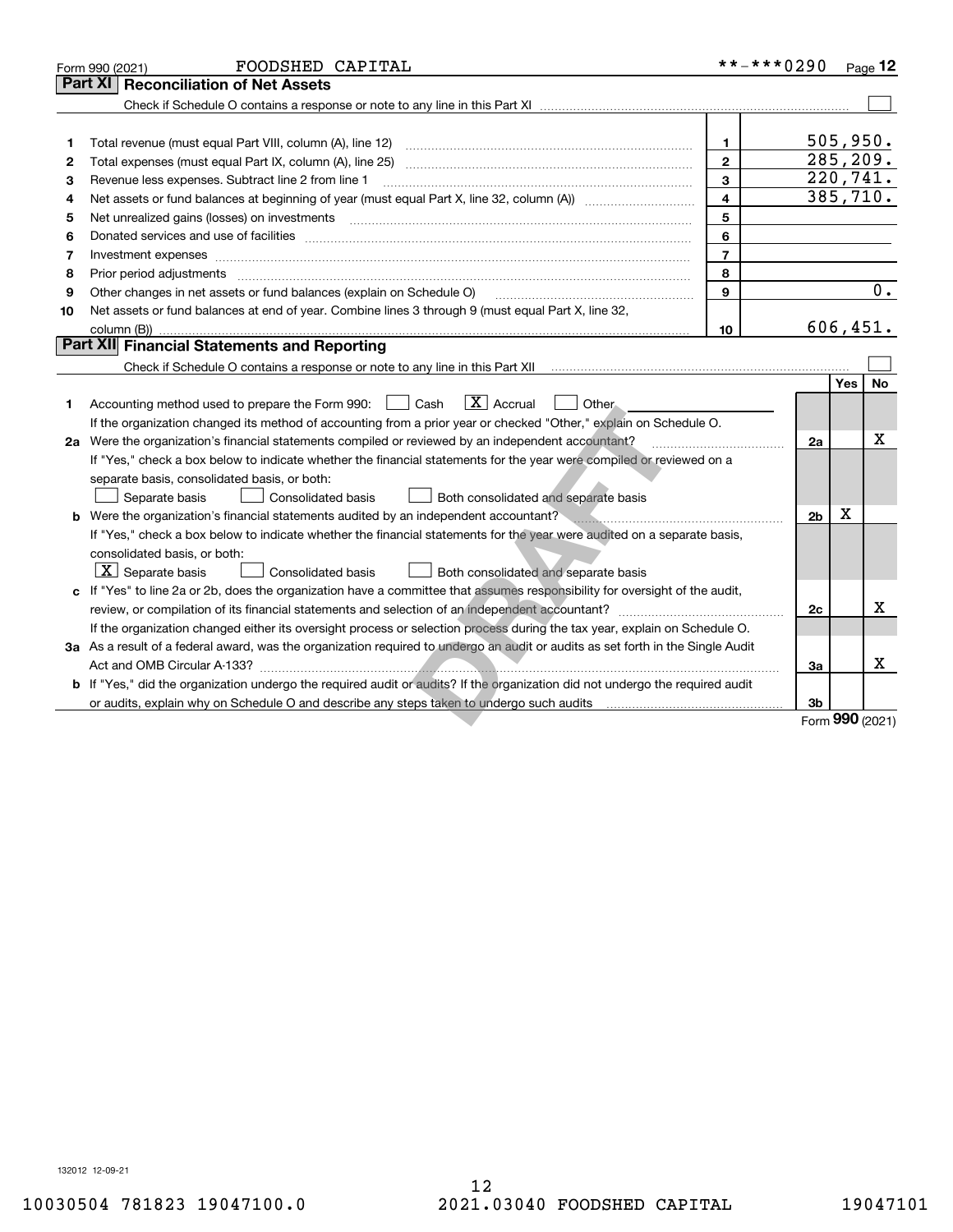Form 990 (2021) FOODSHED CAPITAL **-***0290 Page 12

## Part XI Reconciliation of Net Assets

Check if Schedule O contains a response or note to any line in this Part XI ☐

| | | | |
|---|---|---|---|
| 1 | Total revenue (must equal Part VIII, column (A), line 12) | 1 | 505,950. |
| 2 | Total expenses (must equal Part IX, column (A), line 25) | 2 | 285,209. |
| 3 | Revenue less expenses. Subtract line 2 from line 1 | 3 | 220,741. |
| 4 | Net assets or fund balances at beginning of year (must equal Part X, line 32, column (A)) | 4 | 385,710. |
| 5 | Net unrealized gains (losses) on investments | 5 | |
| 6 | Donated services and use of facilities | 6 | |
| 7 | Investment expenses | 7 | |
| 8 | Prior period adjustments | 8 | |
| 9 | Other changes in net assets or fund balances (explain on Schedule O) | 9 | 0. |
| 10 | Net assets or fund balances at end of year. Combine lines 3 through 9 (must equal Part X, line 32, column (B)) | 10 | 606,451. |

## Part XII Financial Statements and Reporting

Check if Schedule O contains a response or note to any line in this Part XII ☐

| | | | Yes | No |
|---|---|---|---|---|
| 1 | Accounting method used to prepare the Form 990: ☐ Cash ☒ Accrual ☐ Other<br>If the organization changed its method of accounting from a prior year or checked "Other," explain on Schedule O. | | | |
| 2a | Were the organization's financial statements compiled or reviewed by an independent accountant?<br>If "Yes," check a box below to indicate whether the financial statements for the year were compiled or reviewed on a separate basis, consolidated basis, or both:<br>☐ Separate basis ☐ Consolidated basis ☐ Both consolidated and separate basis | 2a | | X |
| b | Were the organization's financial statements audited by an independent accountant?<br>If "Yes," check a box below to indicate whether the financial statements for the year were audited on a separate basis, consolidated basis, or both:<br>☒ Separate basis ☐ Consolidated basis ☐ Both consolidated and separate basis | 2b | X | |
| c | If "Yes" to line 2a or 2b, does the organization have a committee that assumes responsibility for oversight of the audit, review, or compilation of its financial statements and selection of an independent accountant?<br>If the organization changed either its oversight process or selection process during the tax year, explain on Schedule O. | 2c | | X |
| 3a | As a result of a federal award, was the organization required to undergo an audit or audits as set forth in the Single Audit Act and OMB Circular A-133? | 3a | | X |
| b | If "Yes," did the organization undergo the required audit or audits? If the organization did not undergo the required audit or audits, explain why on Schedule O and describe any steps taken to undergo such audits | 3b | | |

Form 990 (2021)

132012 12-09-21

10030504 781823 19047100.0 2021.03040 FOODSHED CAPITAL 19047101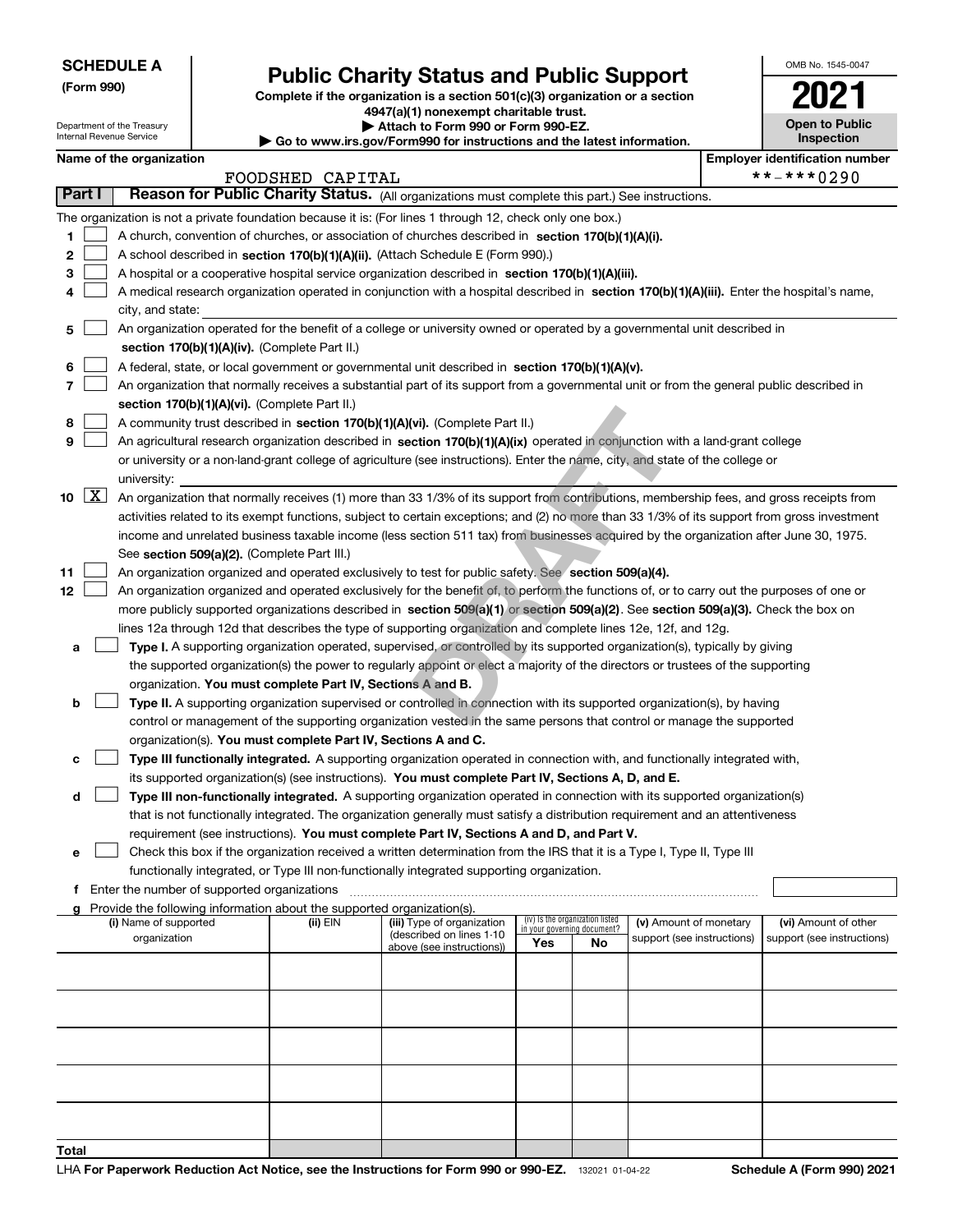**SCHEDULE A**
**(Form 990)**

Department of the Treasury
Internal Revenue Service

# Public Charity Status and Public Support

**Complete if the organization is a section 501(c)(3) organization or a section 4947(a)(1) nonexempt charitable trust.**
**▶ Attach to Form 990 or Form 990-EZ.**
**▶ Go to www.irs.gov/Form990 for instructions and the latest information.**

OMB No. 1545-0047

**2021**

**Open to Public Inspection**

**Name of the organization**
FOODSHED CAPITAL

**Employer identification number**
**-***0290

**Part I** **Reason for Public Charity Status.** (All organizations must complete this part.) See instructions.

The organization is not a private foundation because it is: (For lines 1 through 12, check only one box.)

1 ☐ A church, convention of churches, or association of churches described in **section 170(b)(1)(A)(i).**

2 ☐ A school described in **section 170(b)(1)(A)(ii).** (Attach Schedule E (Form 990).)

3 ☐ A hospital or a cooperative hospital service organization described in **section 170(b)(1)(A)(iii).**

4 ☐ A medical research organization operated in conjunction with a hospital described in **section 170(b)(1)(A)(iii).** Enter the hospital's name, city, and state:

5 ☐ An organization operated for the benefit of a college or university owned or operated by a governmental unit described in **section 170(b)(1)(A)(iv).** (Complete Part II.)

6 ☐ A federal, state, or local government or governmental unit described in **section 170(b)(1)(A)(v).**

7 ☐ An organization that normally receives a substantial part of its support from a governmental unit or from the general public described in **section 170(b)(1)(A)(vi).** (Complete Part II.)

8 ☐ A community trust described in **section 170(b)(1)(A)(vi).** (Complete Part II.)

9 ☐ An agricultural research organization described in **section 170(b)(1)(A)(ix)** operated in conjunction with a land-grant college or university or a non-land-grant college of agriculture (see instructions). Enter the name, city, and state of the college or university:

10 ☒ An organization that normally receives (1) more than 33 1/3% of its support from contributions, membership fees, and gross receipts from activities related to its exempt functions, subject to certain exceptions; and (2) no more than 33 1/3% of its support from gross investment income and unrelated business taxable income (less section 511 tax) from businesses acquired by the organization after June 30, 1975. See **section 509(a)(2).** (Complete Part III.)

11 ☐ An organization organized and operated exclusively to test for public safety. See **section 509(a)(4).**

12 ☐ An organization organized and operated exclusively for the benefit of, to perform the functions of, or to carry out the purposes of one or more publicly supported organizations described in **section 509(a)(1)** or **section 509(a)(2)**. See **section 509(a)(3).** Check the box on lines 12a through 12d that describes the type of supporting organization and complete lines 12e, 12f, and 12g.

a ☐ **Type I.** A supporting organization operated, supervised, or controlled by its supported organization(s), typically by giving the supported organization(s) the power to regularly appoint or elect a majority of the directors or trustees of the supporting organization. **You must complete Part IV, Sections A and B.**

b ☐ **Type II.** A supporting organization supervised or controlled in connection with its supported organization(s), by having control or management of the supporting organization vested in the same persons that control or manage the supported organization(s). **You must complete Part IV, Sections A and C.**

c ☐ **Type III functionally integrated.** A supporting organization operated in connection with, and functionally integrated with, its supported organization(s) (see instructions). **You must complete Part IV, Sections A, D, and E.**

d ☐ **Type III non-functionally integrated.** A supporting organization operated in connection with its supported organization(s) that is not functionally integrated. The organization generally must satisfy a distribution requirement and an attentiveness requirement (see instructions). **You must complete Part IV, Sections A and D, and Part V.**

e ☐ Check this box if the organization received a written determination from the IRS that it is a Type I, Type II, Type III functionally integrated, or Type III non-functionally integrated supporting organization.

f Enter the number of supported organizations

g Provide the following information about the supported organization(s).

| (i) Name of supported organization | (ii) EIN | (iii) Type of organization (described on lines 1-10 above (see instructions)) | (iv) Is the organization listed in your governing document? Yes | No | (v) Amount of monetary support (see instructions) | (vi) Amount of other support (see instructions) |
|---|---|---|---|---|---|---|
| | | | | | | |
| | | | | | | |
| | | | | | | |
| | | | | | | |
| | | | | | | |
| **Total** | | | | | | |

LHA **For Paperwork Reduction Act Notice, see the Instructions for Form 990 or 990-EZ.** 132021 01-04-22 **Schedule A (Form 990) 2021**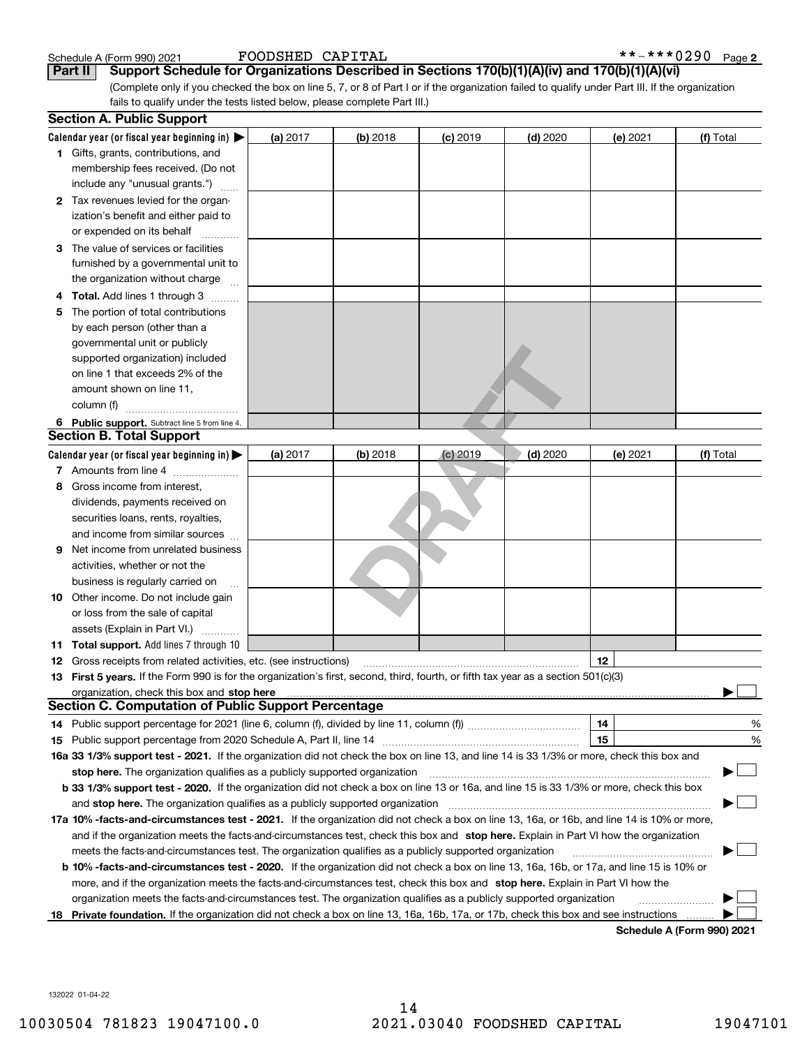Schedule A (Form 990) 2021 FOODSHED CAPITAL **-***0290 Page 2

## Part II Support Schedule for Organizations Described in Sections 170(b)(1)(A)(iv) and 170(b)(1)(A)(vi)

(Complete only if you checked the box on line 5, 7, or 8 of Part I or if the organization failed to qualify under Part III. If the organization fails to qualify under the tests listed below, please complete Part III.)

### Section A. Public Support

| Calendar year (or fiscal year beginning in) ▶ | (a) 2017 | (b) 2018 | (c) 2019 | (d) 2020 | (e) 2021 | (f) Total |
|---|---|---|---|---|---|---|
| 1 Gifts, grants, contributions, and membership fees received. (Do not include any "unusual grants.") | | | | | | |
| 2 Tax revenues levied for the organization's benefit and either paid to or expended on its behalf | | | | | | |
| 3 The value of services or facilities furnished by a governmental unit to the organization without charge | | | | | | |
| 4 **Total.** Add lines 1 through 3 | | | | | | |
| 5 The portion of total contributions by each person (other than a governmental unit or publicly supported organization) included on line 1 that exceeds 2% of the amount shown on line 11, column (f) | | | | | | |
| 6 **Public support.** Subtract line 5 from line 4. | | | | | | |

### Section B. Total Support

| Calendar year (or fiscal year beginning in) ▶ | (a) 2017 | (b) 2018 | (c) 2019 | (d) 2020 | (e) 2021 | (f) Total |
|---|---|---|---|---|---|---|
| 7 Amounts from line 4 | | | | | | |
| 8 Gross income from interest, dividends, payments received on securities loans, rents, royalties, and income from similar sources | | | | | | |
| 9 Net income from unrelated business activities, whether or not the business is regularly carried on | | | | | | |
| 10 Other income. Do not include gain or loss from the sale of capital assets (Explain in Part VI.) | | | | | | |
| 11 **Total support.** Add lines 7 through 10 | | | | | | |

12 Gross receipts from related activities, etc. (see instructions) | 12 |

13 **First 5 years.** If the Form 990 is for the organization's first, second, third, fourth, or fifth tax year as a section 501(c)(3) organization, check this box and **stop here** ▶ ☐

### Section C. Computation of Public Support Percentage

14 Public support percentage for 2021 (line 6, column (f), divided by line 11, column (f)) | 14 | %

15 Public support percentage from 2020 Schedule A, Part II, line 14 | 15 | %

**16a 33 1/3% support test - 2021.** If the organization did not check the box on line 13, and line 14 is 33 1/3% or more, check this box and **stop here.** The organization qualifies as a publicly supported organization ▶ ☐

**b 33 1/3% support test - 2020.** If the organization did not check a box on line 13 or 16a, and line 15 is 33 1/3% or more, check this box and **stop here.** The organization qualifies as a publicly supported organization ▶ ☐

**17a 10% -facts-and-circumstances test - 2021.** If the organization did not check a box on line 13, 16a, or 16b, and line 14 is 10% or more, and if the organization meets the facts-and-circumstances test, check this box and **stop here.** Explain in Part VI how the organization meets the facts-and-circumstances test. The organization qualifies as a publicly supported organization ▶ ☐

**b 10% -facts-and-circumstances test - 2020.** If the organization did not check a box on line 13, 16a, 16b, or 17a, and line 15 is 10% or more, and if the organization meets the facts-and-circumstances test, check this box and **stop here.** Explain in Part VI how the organization meets the facts-and-circumstances test. The organization qualifies as a publicly supported organization ▶ ☐

**18 Private foundation.** If the organization did not check a box on line 13, 16a, 16b, 17a, or 17b, check this box and see instructions ▶ ☐

**Schedule A (Form 990) 2021**

132022 01-04-22

10030504 781823 19047100.0 2021.03040 FOODSHED CAPITAL 19047101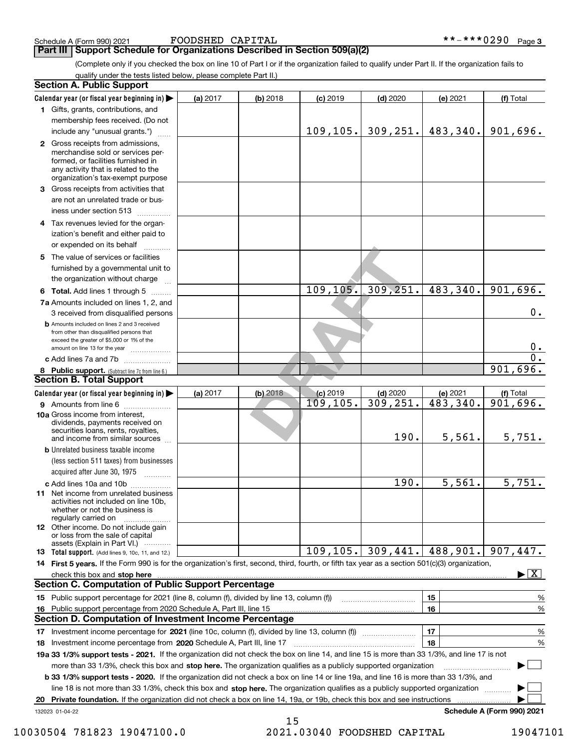Schedule A (Form 990) 2021 FOODSHED CAPITAL **-***0290 Page 3

## Part III Support Schedule for Organizations Described in Section 509(a)(2)

(Complete only if you checked the box on line 10 of Part I or if the organization failed to qualify under Part II. If the organization fails to qualify under the tests listed below, please complete Part II.)

### Section A. Public Support

| Calendar year (or fiscal year beginning in) ▶ | (a) 2017 | (b) 2018 | (c) 2019 | (d) 2020 | (e) 2021 | (f) Total |
|---|---|---|---|---|---|---|
| 1 Gifts, grants, contributions, and membership fees received. (Do not include any "unusual grants.") | | | 109,105. | 309,251. | 483,340. | 901,696. |
| 2 Gross receipts from admissions, merchandise sold or services performed, or facilities furnished in any activity that is related to the organization's tax-exempt purpose | | | | | | |
| 3 Gross receipts from activities that are not an unrelated trade or business under section 513 | | | | | | |
| 4 Tax revenues levied for the organization's benefit and either paid to or expended on its behalf | | | | | | |
| 5 The value of services or facilities furnished by a governmental unit to the organization without charge | | | | | | |
| 6 **Total.** Add lines 1 through 5 | | | 109,105. | 309,251. | 483,340. | 901,696. |
| 7a Amounts included on lines 1, 2, and 3 received from disqualified persons | | | | | | 0. |
| b Amounts included on lines 2 and 3 received from other than disqualified persons that exceed the greater of $5,000 or 1% of the amount on line 13 for the year | | | | | | 0. |
| c Add lines 7a and 7b | | | | | | 0. |
| 8 **Public support.** (Subtract line 7c from line 6.) | | | | | | 901,696. |

### Section B. Total Support

| Calendar year (or fiscal year beginning in) ▶ | (a) 2017 | (b) 2018 | (c) 2019 | (d) 2020 | (e) 2021 | (f) Total |
|---|---|---|---|---|---|---|
| 9 Amounts from line 6 | | | 109,105. | 309,251. | 483,340. | 901,696. |
| 10a Gross income from interest, dividends, payments received on securities loans, rents, royalties, and income from similar sources | | | | 190. | 5,561. | 5,751. |
| b Unrelated business taxable income (less section 511 taxes) from businesses acquired after June 30, 1975 | | | | | | |
| c Add lines 10a and 10b | | | | 190. | 5,561. | 5,751. |
| 11 Net income from unrelated business activities not included on line 10b, whether or not the business is regularly carried on | | | | | | |
| 12 Other income. Do not include gain or loss from the sale of capital assets (Explain in Part VI.) | | | | | | |
| 13 **Total support.** (Add lines 9, 10c, 11, and 12.) | | | 109,105. | 309,441. | 488,901. | 907,447. |

14 **First 5 years.** If the Form 990 is for the organization's first, second, third, fourth, or fifth tax year as a section 501(c)(3) organization, check this box and **stop here** ▶ [X]

### Section C. Computation of Public Support Percentage

15 Public support percentage for 2021 (line 8, column (f), divided by line 13, column (f)) | 15 | %

16 Public support percentage from 2020 Schedule A, Part III, line 15 | 16 | %

### Section D. Computation of Investment Income Percentage

17 Investment income percentage for **2021** (line 10c, column (f), divided by line 13, column (f)) | 17 | %

18 Investment income percentage from **2020** Schedule A, Part III, line 17 | 18 | %

**19a 33 1/3% support tests - 2021.** If the organization did not check the box on line 14, and line 15 is more than 33 1/3%, and line 17 is not more than 33 1/3%, check this box and **stop here.** The organization qualifies as a publicly supported organization ▶ [ ]

**b 33 1/3% support tests - 2020.** If the organization did not check a box on line 14 or line 19a, and line 16 is more than 33 1/3%, and line 18 is not more than 33 1/3%, check this box and **stop here.** The organization qualifies as a publicly supported organization ▶ [ ]

**20 Private foundation.** If the organization did not check a box on line 14, 19a, or 19b, check this box and see instructions ▶ [ ]

132023 01-04-22 **Schedule A (Form 990) 2021**

10030504 781823 19047100.0 2021.03040 FOODSHED CAPITAL 19047101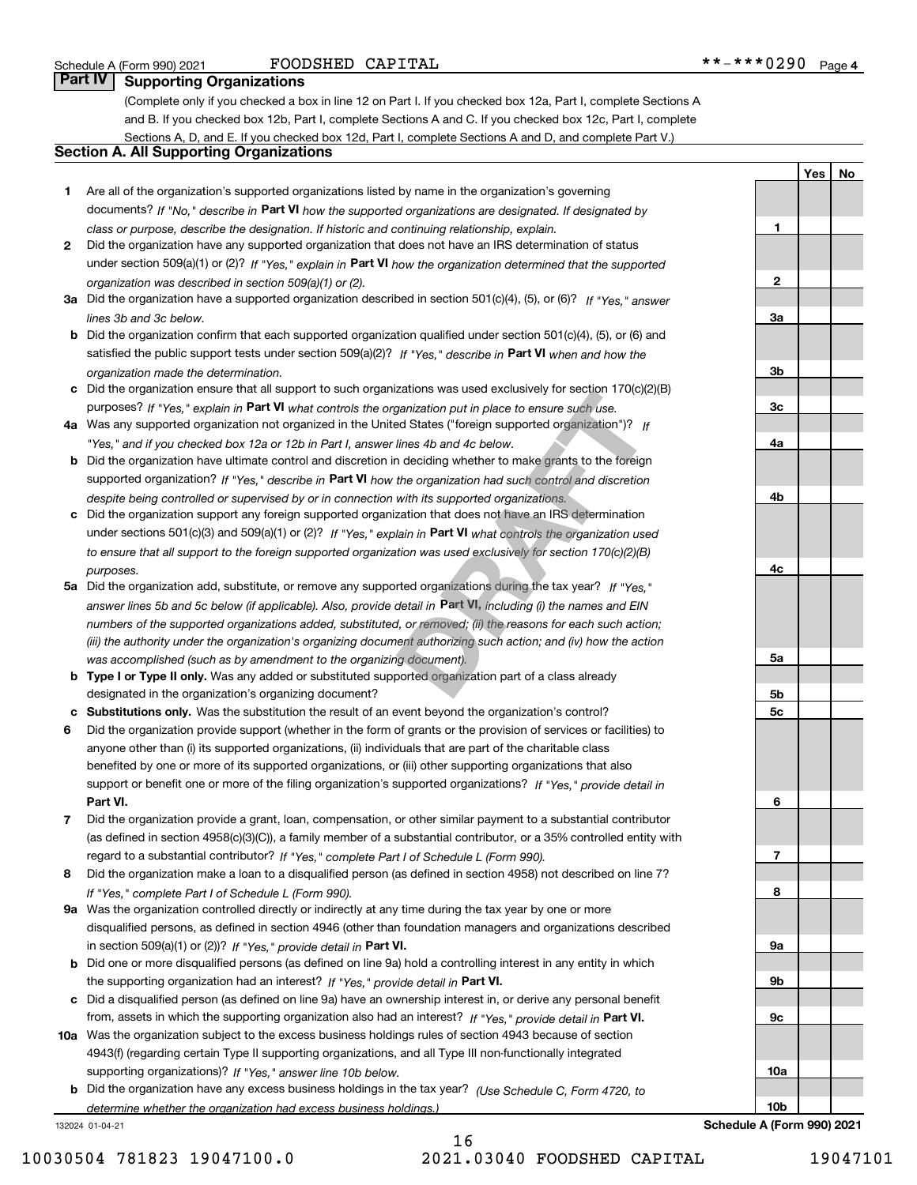## Part IV Supporting Organizations

(Complete only if you checked a box in line 12 on Part I. If you checked box 12a, Part I, complete Sections A and B. If you checked box 12b, Part I, complete Sections A and C. If you checked box 12c, Part I, complete Sections A, D, and E. If you checked box 12d, Part I, complete Sections A and D, and complete Part V.)

### Section A. All Supporting Organizations

| | | | Yes | No |
|---|---|---|---|---|
| **1** | Are all of the organization's supported organizations listed by name in the organization's governing documents? *If "No," describe in* **Part VI** *how the supported organizations are designated. If designated by class or purpose, describe the designation. If historic and continuing relationship, explain.* | 1 | | |
| **2** | Did the organization have any supported organization that does not have an IRS determination of status under section 509(a)(1) or (2)? *If "Yes," explain in* **Part VI** *how the organization determined that the supported organization was described in section 509(a)(1) or (2).* | 2 | | |
| **3a** | Did the organization have a supported organization described in section 501(c)(4), (5), or (6)? *If "Yes," answer lines 3b and 3c below.* | 3a | | |
| **b** | Did the organization confirm that each supported organization qualified under section 501(c)(4), (5), or (6) and satisfied the public support tests under section 509(a)(2)? *If "Yes," describe in* **Part VI** *when and how the organization made the determination.* | 3b | | |
| **c** | Did the organization ensure that all support to such organizations was used exclusively for section 170(c)(2)(B) purposes? *If "Yes," explain in* **Part VI** *what controls the organization put in place to ensure such use.* | 3c | | |
| **4a** | Was any supported organization not organized in the United States ("foreign supported organization")? *If "Yes," and if you checked box 12a or 12b in Part I, answer lines 4b and 4c below.* | 4a | | |
| **b** | Did the organization have ultimate control and discretion in deciding whether to make grants to the foreign supported organization? *If "Yes," describe in* **Part VI** *how the organization had such control and discretion despite being controlled or supervised by or in connection with its supported organizations.* | 4b | | |
| **c** | Did the organization support any foreign supported organization that does not have an IRS determination under sections 501(c)(3) and 509(a)(1) or (2)? *If "Yes," explain in* **Part VI** *what controls the organization used to ensure that all support to the foreign supported organization was used exclusively for section 170(c)(2)(B) purposes.* | 4c | | |
| **5a** | Did the organization add, substitute, or remove any supported organizations during the tax year? *If "Yes," answer lines 5b and 5c below (if applicable). Also, provide detail in* **Part VI,** *including (i) the names and EIN numbers of the supported organizations added, substituted, or removed; (ii) the reasons for each such action; (iii) the authority under the organization's organizing document authorizing such action; and (iv) how the action was accomplished (such as by amendment to the organizing document).* | 5a | | |
| **b** | **Type I or Type II only.** Was any added or substituted supported organization part of a class already designated in the organization's organizing document? | 5b | | |
| **c** | **Substitutions only.** Was the substitution the result of an event beyond the organization's control? | 5c | | |
| **6** | Did the organization provide support (whether in the form of grants or the provision of services or facilities) to anyone other than (i) its supported organizations, (ii) individuals that are part of the charitable class benefited by one or more of its supported organizations, or (iii) other supporting organizations that also support or benefit one or more of the filing organization's supported organizations? *If "Yes," provide detail in* **Part VI.** | 6 | | |
| **7** | Did the organization provide a grant, loan, compensation, or other similar payment to a substantial contributor (as defined in section 4958(c)(3)(C)), a family member of a substantial contributor, or a 35% controlled entity with regard to a substantial contributor? *If "Yes," complete Part I of Schedule L (Form 990).* | 7 | | |
| **8** | Did the organization make a loan to a disqualified person (as defined in section 4958) not described on line 7? *If "Yes," complete Part I of Schedule L (Form 990).* | 8 | | |
| **9a** | Was the organization controlled directly or indirectly at any time during the tax year by one or more disqualified persons, as defined in section 4946 (other than foundation managers and organizations described in section 509(a)(1) or (2))? *If "Yes," provide detail in* **Part VI.** | 9a | | |
| **b** | Did one or more disqualified persons (as defined on line 9a) hold a controlling interest in any entity in which the supporting organization had an interest? *If "Yes," provide detail in* **Part VI.** | 9b | | |
| **c** | Did a disqualified person (as defined on line 9a) have an ownership interest in, or derive any personal benefit from, assets in which the supporting organization also had an interest? *If "Yes," provide detail in* **Part VI.** | 9c | | |
| **10a** | Was the organization subject to the excess business holdings rules of section 4943 because of section 4943(f) (regarding certain Type II supporting organizations, and all Type III non-functionally integrated supporting organizations)? *If "Yes," answer line 10b below.* | 10a | | |
| **b** | Did the organization have any excess business holdings in the tax year? *(Use Schedule C, Form 4720, to determine whether the organization had excess business holdings.)* | 10b | | |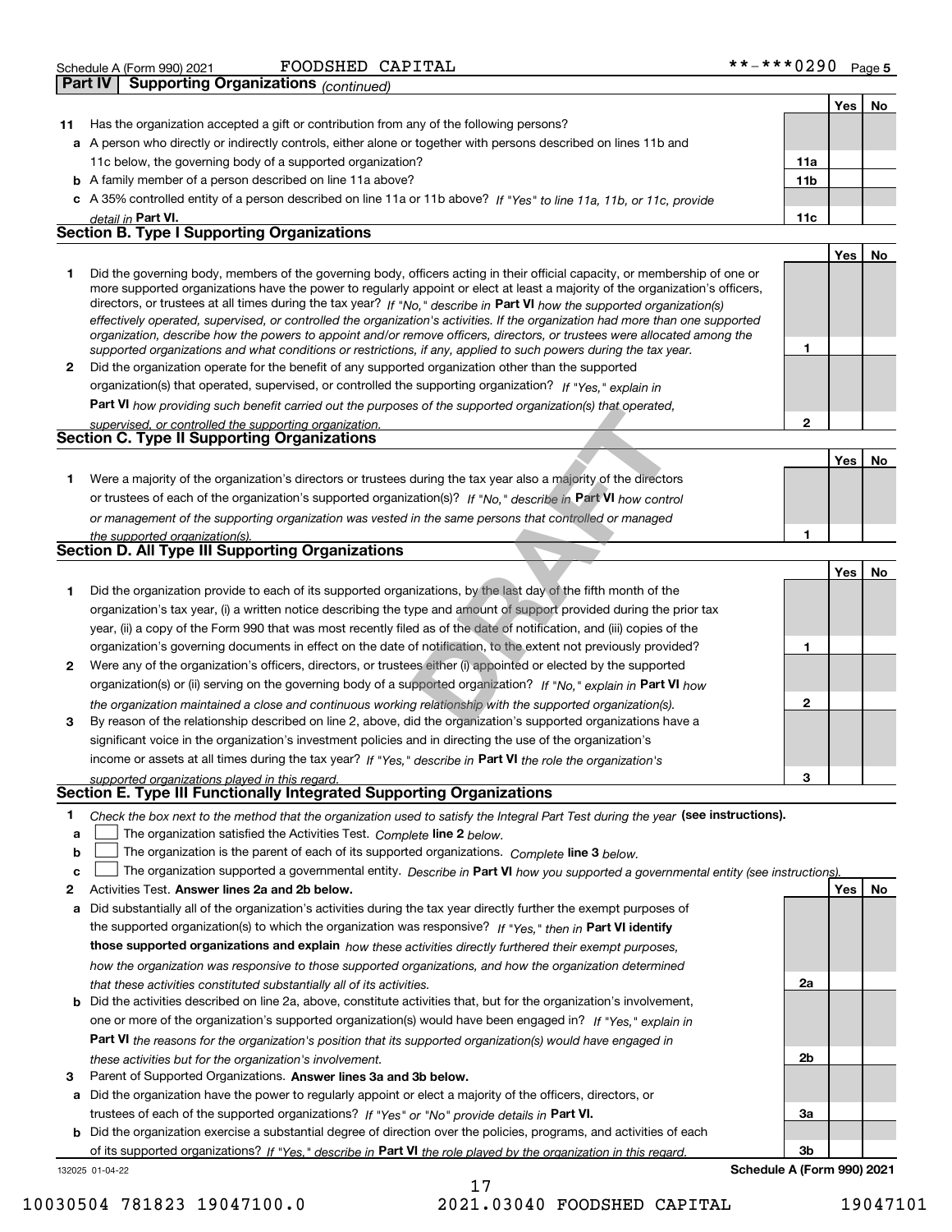Schedule A (Form 990) 2021 FOODSHED CAPITAL **-***0290 Page 5

## Part IV Supporting Organizations *(continued)*

| | | | Yes | No |
|---|---|---|---|---|
| 11 | Has the organization accepted a gift or contribution from any of the following persons? | | | |
| a | A person who directly or indirectly controls, either alone or together with persons described on lines 11b and 11c below, the governing body of a supported organization? | 11a | | |
| b | A family member of a person described on line 11a above? | 11b | | |
| c | A 35% controlled entity of a person described on line 11a or 11b above? *If "Yes" to line 11a, 11b, or 11c, provide detail in* **Part VI.** | 11c | | |

### Section B. Type I Supporting Organizations

| | | | Yes | No |
|---|---|---|---|---|
| 1 | Did the governing body, members of the governing body, officers acting in their official capacity, or membership of one or more supported organizations have the power to regularly appoint or elect at least a majority of the organization's officers, directors, or trustees at all times during the tax year? *If "No," describe in* **Part VI** *how the supported organization(s) effectively operated, supervised, or controlled the organization's activities. If the organization had more than one supported organization, describe how the powers to appoint and/or remove officers, directors, or trustees were allocated among the supported organizations and what conditions or restrictions, if any, applied to such powers during the tax year.* | 1 | | |
| 2 | Did the organization operate for the benefit of any supported organization other than the supported organization(s) that operated, supervised, or controlled the supporting organization? *If "Yes," explain in* **Part VI** *how providing such benefit carried out the purposes of the supported organization(s) that operated, supervised, or controlled the supporting organization.* | 2 | | |

### Section C. Type II Supporting Organizations

| | | | Yes | No |
|---|---|---|---|---|
| 1 | Were a majority of the organization's directors or trustees during the tax year also a majority of the directors or trustees of each of the organization's supported organization(s)? *If "No," describe in* **Part VI** *how control or management of the supporting organization was vested in the same persons that controlled or managed the supported organization(s).* | 1 | | |

### Section D. All Type III Supporting Organizations

| | | | Yes | No |
|---|---|---|---|---|
| 1 | Did the organization provide to each of its supported organizations, by the last day of the fifth month of the organization's tax year, (i) a written notice describing the type and amount of support provided during the prior tax year, (ii) a copy of the Form 990 that was most recently filed as of the date of notification, and (iii) copies of the organization's governing documents in effect on the date of notification, to the extent not previously provided? | 1 | | |
| 2 | Were any of the organization's officers, directors, or trustees either (i) appointed or elected by the supported organization(s) or (ii) serving on the governing body of a supported organization? *If "No," explain in* **Part VI** *how the organization maintained a close and continuous working relationship with the supported organization(s).* | 2 | | |
| 3 | By reason of the relationship described on line 2, above, did the organization's supported organizations have a significant voice in the organization's investment policies and in directing the use of the organization's income or assets at all times during the tax year? *If "Yes," describe in* **Part VI** *the role the organization's supported organizations played in this regard.* | 3 | | |

### Section E. Type III Functionally Integrated Supporting Organizations

1 *Check the box next to the method that the organization used to satisfy the Integral Part Test during the year* **(see instructions).**

a ☐ The organization satisfied the Activities Test. *Complete* **line 2** *below.*

b ☐ The organization is the parent of each of its supported organizations. *Complete* **line 3** *below.*

c ☐ The organization supported a governmental entity. *Describe in* **Part VI** *how you supported a governmental entity (see instructions).*

| | | | Yes | No |
|---|---|---|---|---|
| 2 | Activities Test. **Answer lines 2a and 2b below.** | | | |
| a | Did substantially all of the organization's activities during the tax year directly further the exempt purposes of the supported organization(s) to which the organization was responsive? *If "Yes," then in* **Part VI identify those supported organizations and explain** *how these activities directly furthered their exempt purposes, how the organization was responsive to those supported organizations, and how the organization determined that these activities constituted substantially all of its activities.* | 2a | | |
| b | Did the activities described on line 2a, above, constitute activities that, but for the organization's involvement, one or more of the organization's supported organization(s) would have been engaged in? *If "Yes," explain in* **Part VI** *the reasons for the organization's position that its supported organization(s) would have engaged in these activities but for the organization's involvement.* | 2b | | |
| 3 | Parent of Supported Organizations. **Answer lines 3a and 3b below.** | | | |
| a | Did the organization have the power to regularly appoint or elect a majority of the officers, directors, or trustees of each of the supported organizations? *If "Yes" or "No" provide details in* **Part VI.** | 3a | | |
| b | Did the organization exercise a substantial degree of direction over the policies, programs, and activities of each of its supported organizations? *If "Yes," describe in* **Part VI** *the role played by the organization in this regard.* | 3b | | |

132025 01-04-22 **Schedule A (Form 990) 2021**

10030504 781823 19047100.0 2021.03040 FOODSHED CAPITAL 19047101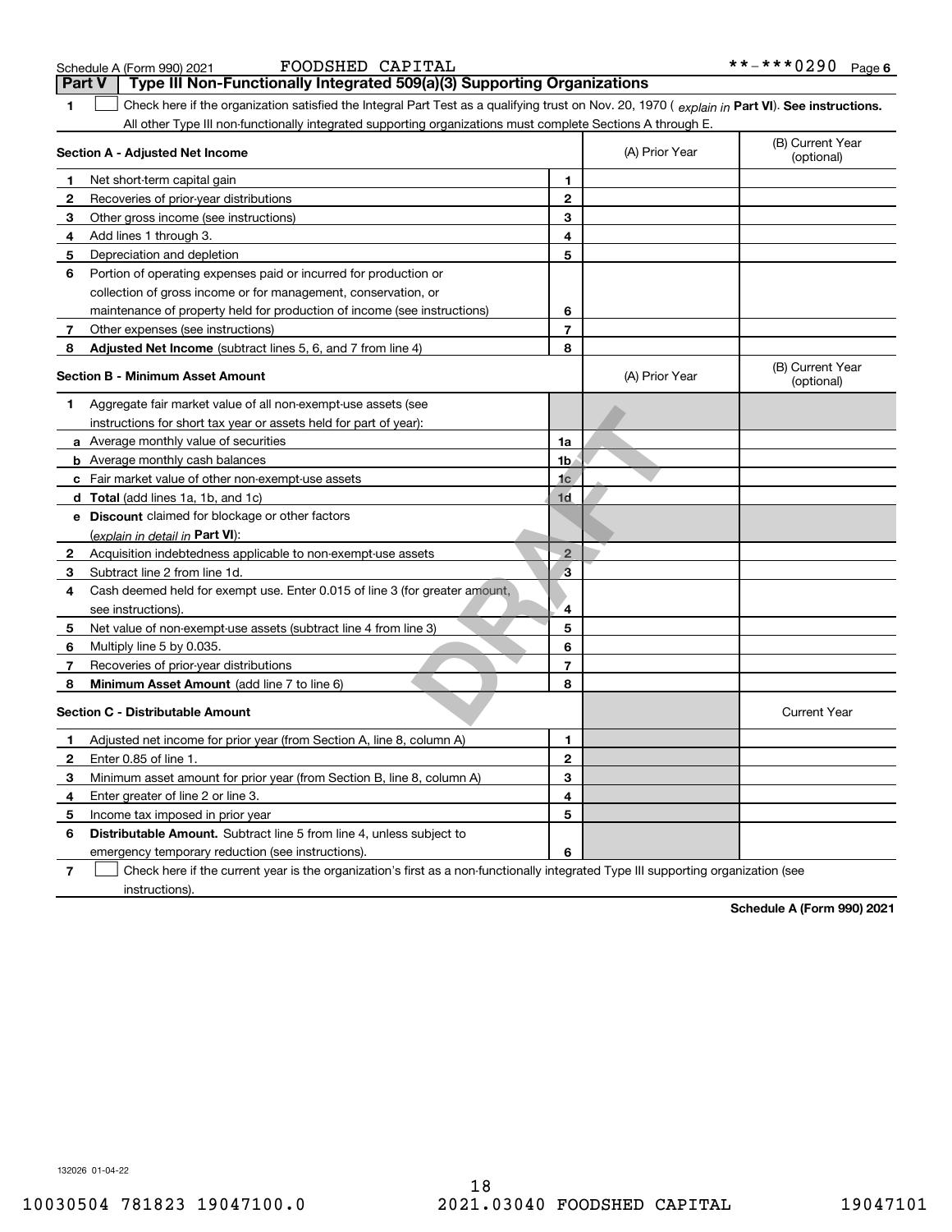Schedule A (Form 990) 2021 FOODSHED CAPITAL **-***0290 Page 6

## Part V Type III Non-Functionally Integrated 509(a)(3) Supporting Organizations

1 ☐ Check here if the organization satisfied the Integral Part Test as a qualifying trust on Nov. 20, 1970 ( *explain in* **Part VI**). **See instructions.** All other Type III non-functionally integrated supporting organizations must complete Sections A through E.

| **Section A - Adjusted Net Income** | | | (A) Prior Year | (B) Current Year (optional) |
|---|---|---|---|---|
| 1 | Net short-term capital gain | 1 | | |
| 2 | Recoveries of prior-year distributions | 2 | | |
| 3 | Other gross income (see instructions) | 3 | | |
| 4 | Add lines 1 through 3. | 4 | | |
| 5 | Depreciation and depletion | 5 | | |
| 6 | Portion of operating expenses paid or incurred for production or collection of gross income or for management, conservation, or maintenance of property held for production of income (see instructions) | 6 | | |
| 7 | Other expenses (see instructions) | 7 | | |
| 8 | **Adjusted Net Income** (subtract lines 5, 6, and 7 from line 4) | 8 | | |

| **Section B - Minimum Asset Amount** | | | (A) Prior Year | (B) Current Year (optional) |
|---|---|---|---|---|
| 1 | Aggregate fair market value of all non-exempt-use assets (see instructions for short tax year or assets held for part of year): | | | |
| a | Average monthly value of securities | 1a | | |
| b | Average monthly cash balances | 1b | | |
| c | Fair market value of other non-exempt-use assets | 1c | | |
| d | **Total** (add lines 1a, 1b, and 1c) | 1d | | |
| e | **Discount** claimed for blockage or other factors (*explain in detail in* **Part VI**): | | | |
| 2 | Acquisition indebtedness applicable to non-exempt-use assets | 2 | | |
| 3 | Subtract line 2 from line 1d. | 3 | | |
| 4 | Cash deemed held for exempt use. Enter 0.015 of line 3 (for greater amount, see instructions). | 4 | | |
| 5 | Net value of non-exempt-use assets (subtract line 4 from line 3) | 5 | | |
| 6 | Multiply line 5 by 0.035. | 6 | | |
| 7 | Recoveries of prior-year distributions | 7 | | |
| 8 | **Minimum Asset Amount** (add line 7 to line 6) | 8 | | |

| **Section C - Distributable Amount** | | | | Current Year |
|---|---|---|---|---|
| 1 | Adjusted net income for prior year (from Section A, line 8, column A) | 1 | | |
| 2 | Enter 0.85 of line 1. | 2 | | |
| 3 | Minimum asset amount for prior year (from Section B, line 8, column A) | 3 | | |
| 4 | Enter greater of line 2 or line 3. | 4 | | |
| 5 | Income tax imposed in prior year | 5 | | |
| 6 | **Distributable Amount.** Subtract line 5 from line 4, unless subject to emergency temporary reduction (see instructions). | 6 | | |

7 ☐ Check here if the current year is the organization's first as a non-functionally integrated Type III supporting organization (see instructions).

**Schedule A (Form 990) 2021**

DRAFT

132026 01-04-22

10030504 781823 19047100.0 2021.03040 FOODSHED CAPITAL 19047101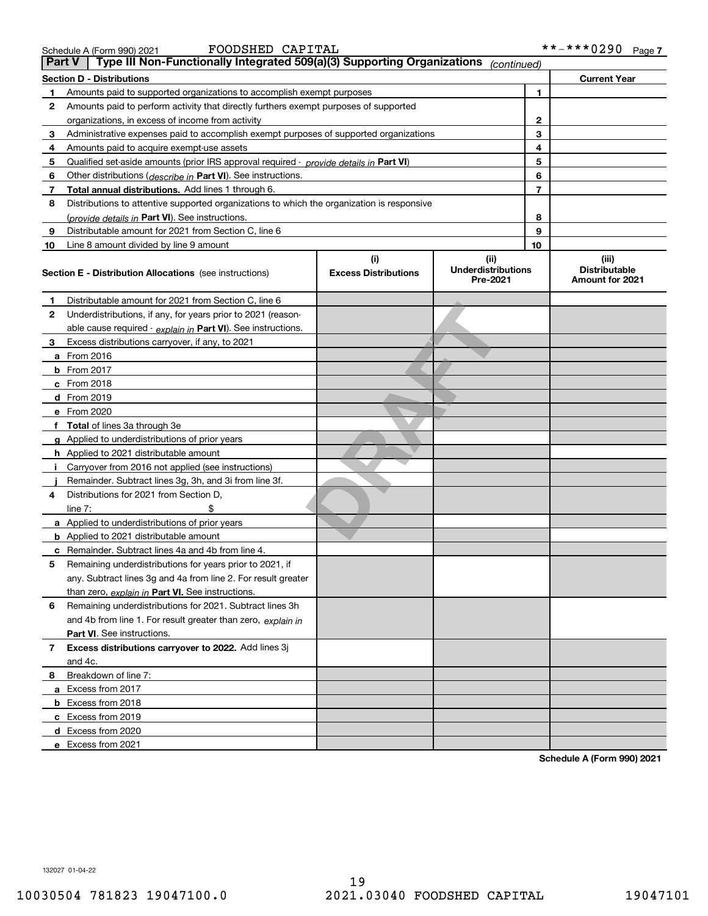Schedule A (Form 990) 2021 FOODSHED CAPITAL **-***0290

## Part V | Type III Non-Functionally Integrated 509(a)(3) Supporting Organizations *(continued)*

| Section D - Distributions | | | Current Year |
|---|---|---|---|
| 1 | Amounts paid to supported organizations to accomplish exempt purposes | 1 | |
| 2 | Amounts paid to perform activity that directly furthers exempt purposes of supported organizations, in excess of income from activity | 2 | |
| 3 | Administrative expenses paid to accomplish exempt purposes of supported organizations | 3 | |
| 4 | Amounts paid to acquire exempt-use assets | 4 | |
| 5 | Qualified set-aside amounts (prior IRS approval required - *provide details in* **Part VI**) | 5 | |
| 6 | Other distributions (*describe in* **Part VI**). See instructions. | 6 | |
| 7 | **Total annual distributions.** Add lines 1 through 6. | 7 | |
| 8 | Distributions to attentive supported organizations to which the organization is responsive (*provide details in* **Part VI**). See instructions. | 8 | |
| 9 | Distributable amount for 2021 from Section C, line 6 | 9 | |
| 10 | Line 8 amount divided by line 9 amount | 10 | |

| Section E - Distribution Allocations (see instructions) | (i) Excess Distributions | (ii) Underdistributions Pre-2021 | (iii) Distributable Amount for 2021 |
|---|---|---|---|
| 1 Distributable amount for 2021 from Section C, line 6 | | | |
| 2 Underdistributions, if any, for years prior to 2021 (reasonable cause required - *explain in* **Part VI**). See instructions. | | | |
| 3 Excess distributions carryover, if any, to 2021 | | | |
| a From 2016 | | | |
| b From 2017 | | | |
| c From 2018 | | | |
| d From 2019 | | | |
| e From 2020 | | | |
| f **Total** of lines 3a through 3e | | | |
| g Applied to underdistributions of prior years | | | |
| h Applied to 2021 distributable amount | | | |
| i Carryover from 2016 not applied (see instructions) | | | |
| j Remainder. Subtract lines 3g, 3h, and 3i from line 3f. | | | |
| 4 Distributions for 2021 from Section D, line 7: $ | | | |
| a Applied to underdistributions of prior years | | | |
| b Applied to 2021 distributable amount | | | |
| c Remainder. Subtract lines 4a and 4b from line 4. | | | |
| 5 Remaining underdistributions for years prior to 2021, if any. Subtract lines 3g and 4a from line 2. For result greater than zero, *explain in* **Part VI.** See instructions. | | | |
| 6 Remaining underdistributions for 2021. Subtract lines 3h and 4b from line 1. For result greater than zero, *explain in* **Part VI**. See instructions. | | | |
| 7 **Excess distributions carryover to 2022.** Add lines 3j and 4c. | | | |
| 8 Breakdown of line 7: | | | |
| a Excess from 2017 | | | |
| b Excess from 2018 | | | |
| c Excess from 2019 | | | |
| d Excess from 2020 | | | |
| e Excess from 2021 | | | |

DRAFT

Schedule A (Form 990) 2021

132027 01-04-22

10030504 781823 19047100.0 2021.03040 FOODSHED CAPITAL 19047101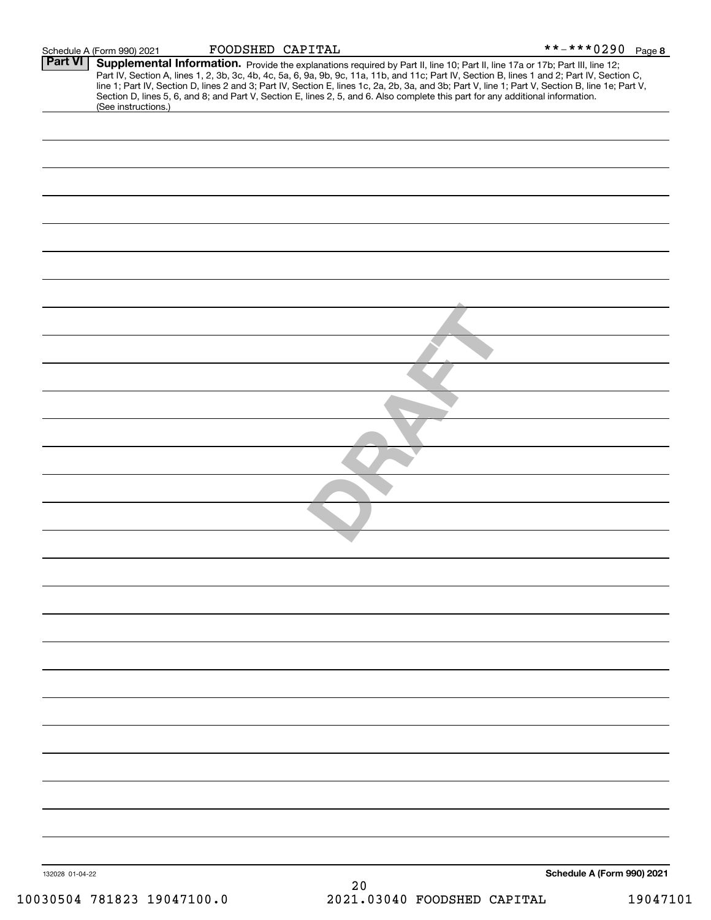Schedule A (Form 990) 2021 FOODSHED CAPITAL **-***0290 Page 8

## Part VI Supplemental Information.

Provide the explanations required by Part II, line 10; Part II, line 17a or 17b; Part III, line 12; Part IV, Section A, lines 1, 2, 3b, 3c, 4b, 4c, 5a, 6, 9a, 9b, 9c, 11a, 11b, and 11c; Part IV, Section B, lines 1 and 2; Part IV, Section C, line 1; Part IV, Section D, lines 2 and 3; Part IV, Section E, lines 1c, 2a, 2b, 3a, and 3b; Part V, line 1; Part V, Section B, line 1e; Part V, Section D, lines 5, 6, and 8; and Part V, Section E, lines 2, 5, and 6. Also complete this part for any additional information. (See instructions.)

DRAFT

132028 01-04-22

Schedule A (Form 990) 2021

10030504 781823 19047100.0 2021.03040 FOODSHED CAPITAL 19047101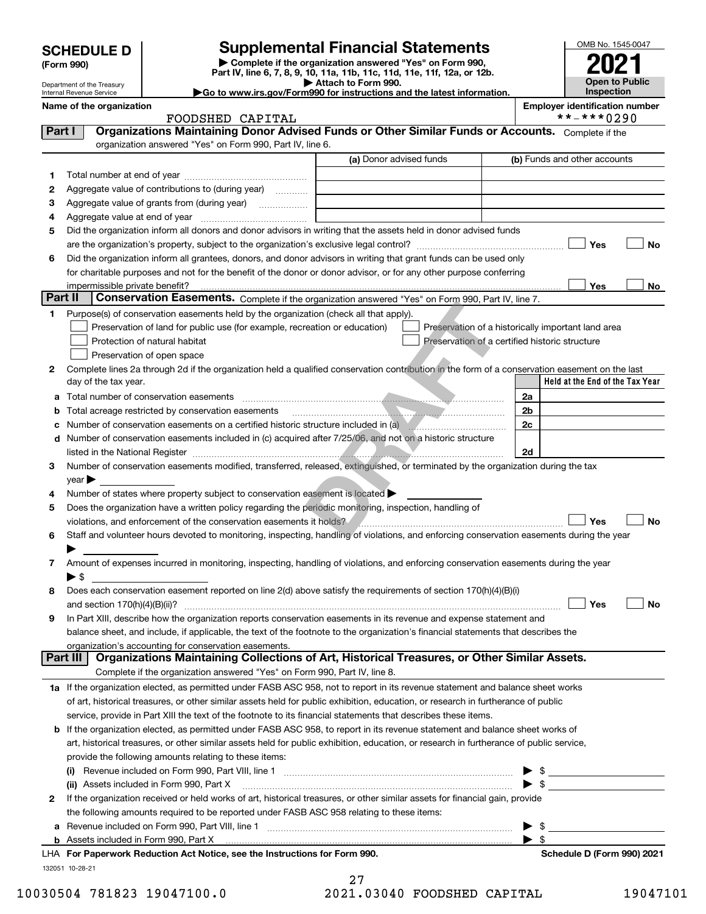# SCHEDULE D (Form 990)

Department of the Treasury
Internal Revenue Service

## Supplemental Financial Statements

▶ Complete if the organization answered "Yes" on Form 990, Part IV, line 6, 7, 8, 9, 10, 11a, 11b, 11c, 11d, 11e, 11f, 12a, or 12b.
▶ Attach to Form 990.
▶Go to www.irs.gov/Form990 for instructions and the latest information.

OMB No. 1545-0047
**2021**
**Open to Public Inspection**

**Name of the organization**
FOODSHED CAPITAL

**Employer identification number**
**-***0290

**Part I — Organizations Maintaining Donor Advised Funds or Other Similar Funds or Accounts.** Complete if the organization answered "Yes" on Form 990, Part IV, line 6.

| | | (a) Donor advised funds | (b) Funds and other accounts |
|---|---|---|---|
| 1 | Total number at end of year | | |
| 2 | Aggregate value of contributions to (during year) | | |
| 3 | Aggregate value of grants from (during year) | | |
| 4 | Aggregate value at end of year | | |

5 Did the organization inform all donors and donor advisors in writing that the assets held in donor advised funds are the organization's property, subject to the organization's exclusive legal control? ☐ Yes ☐ No

6 Did the organization inform all grantees, donors, and donor advisors in writing that grant funds can be used only for charitable purposes and not for the benefit of the donor or donor advisor, or for any other purpose conferring impermissible private benefit? ☐ Yes ☐ No

**Part II — Conservation Easements.** Complete if the organization answered "Yes" on Form 990, Part IV, line 7.

1 Purpose(s) of conservation easements held by the organization (check all that apply).
☐ Preservation of land for public use (for example, recreation or education)
☐ Preservation of a historically important land area
☐ Protection of natural habitat
☐ Preservation of a certified historic structure
☐ Preservation of open space

2 Complete lines 2a through 2d if the organization held a qualified conservation contribution in the form of a conservation easement on the last day of the tax year.

| | | | Held at the End of the Tax Year |
|---|---|---|---|
| a | Total number of conservation easements | 2a | |
| b | Total acreage restricted by conservation easements | 2b | |
| c | Number of conservation easements on a certified historic structure included in (a) | 2c | |
| d | Number of conservation easements included in (c) acquired after 7/25/06, and not on a historic structure listed in the National Register | 2d | |

3 Number of conservation easements modified, transferred, released, extinguished, or terminated by the organization during the tax year ▶

4 Number of states where property subject to conservation easement is located ▶

5 Does the organization have a written policy regarding the periodic monitoring, inspection, handling of violations, and enforcement of the conservation easements it holds? ☐ Yes ☐ No

6 Staff and volunteer hours devoted to monitoring, inspecting, handling of violations, and enforcing conservation easements during the year ▶

7 Amount of expenses incurred in monitoring, inspecting, handling of violations, and enforcing conservation easements during the year ▶ $

8 Does each conservation easement reported on line 2(d) above satisfy the requirements of section 170(h)(4)(B)(i) and section 170(h)(4)(B)(ii)? ☐ Yes ☐ No

9 In Part XIII, describe how the organization reports conservation easements in its revenue and expense statement and balance sheet, and include, if applicable, the text of the footnote to the organization's financial statements that describes the organization's accounting for conservation easements.

**Part III — Organizations Maintaining Collections of Art, Historical Treasures, or Other Similar Assets.** Complete if the organization answered "Yes" on Form 990, Part IV, line 8.

1a If the organization elected, as permitted under FASB ASC 958, not to report in its revenue statement and balance sheet works of art, historical treasures, or other similar assets held for public exhibition, education, or research in furtherance of public service, provide in Part XIII the text of the footnote to its financial statements that describes these items.

b If the organization elected, as permitted under FASB ASC 958, to report in its revenue statement and balance sheet works of art, historical treasures, or other similar assets held for public exhibition, education, or research in furtherance of public service, provide the following amounts relating to these items:

(i) Revenue included on Form 990, Part VIII, line 1 ▶ $

(ii) Assets included in Form 990, Part X ▶ $

2 If the organization received or held works of art, historical treasures, or other similar assets for financial gain, provide the following amounts required to be reported under FASB ASC 958 relating to these items:

a Revenue included on Form 990, Part VIII, line 1 ▶ $

b Assets included in Form 990, Part X ▶ $

LHA **For Paperwork Reduction Act Notice, see the Instructions for Form 990.** **Schedule D (Form 990) 2021**

132051 10-28-21

10030504 781823 19047100.0 2021.03040 FOODSHED CAPITAL 19047101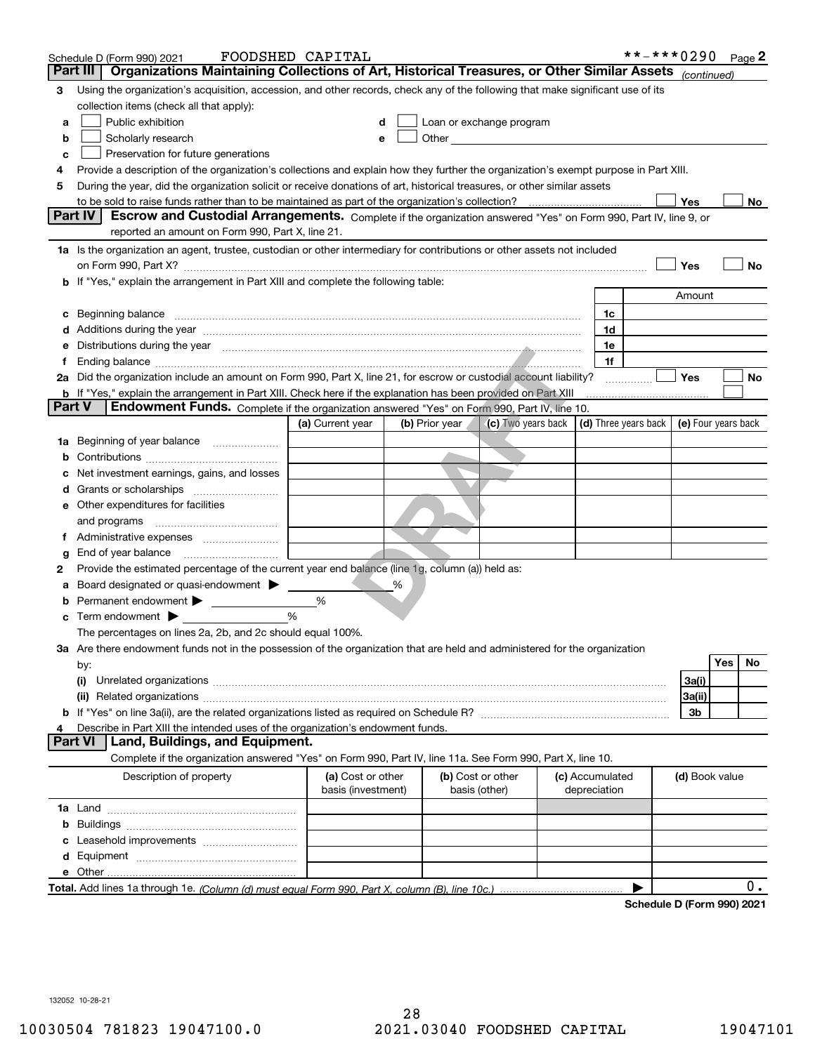Schedule D (Form 990) 2021 FOODSHED CAPITAL **-***0290 Page 2

## Part III Organizations Maintaining Collections of Art, Historical Treasures, or Other Similar Assets *(continued)*

**3** Using the organization's acquisition, accession, and other records, check any of the following that make significant use of its collection items (check all that apply):

- **a** ☐ Public exhibition
- **b** ☐ Scholarly research
- **c** ☐ Preservation for future generations
- **d** ☐ Loan or exchange program
- **e** ☐ Other

**4** Provide a description of the organization's collections and explain how they further the organization's exempt purpose in Part XIII.

**5** During the year, did the organization solicit or receive donations of art, historical treasures, or other similar assets to be sold to raise funds rather than to be maintained as part of the organization's collection? ☐ Yes ☐ No

## Part IV Escrow and Custodial Arrangements.

Complete if the organization answered "Yes" on Form 990, Part IV, line 9, or reported an amount on Form 990, Part X, line 21.

**1a** Is the organization an agent, trustee, custodian or other intermediary for contributions or other assets not included on Form 990, Part X? ☐ Yes ☐ No

**b** If "Yes," explain the arrangement in Part XIII and complete the following table:

| | | Amount |
|---|---|---|
| **c** Beginning balance | 1c | |
| **d** Additions during the year | 1d | |
| **e** Distributions during the year | 1e | |
| **f** Ending balance | 1f | |

**2a** Did the organization include an amount on Form 990, Part X, line 21, for escrow or custodial account liability? ☐ Yes ☐ No

**b** If "Yes," explain the arrangement in Part XIII. Check here if the explanation has been provided on Part XIII ☐

## Part V Endowment Funds.

Complete if the organization answered "Yes" on Form 990, Part IV, line 10.

| | (a) Current year | (b) Prior year | (c) Two years back | (d) Three years back | (e) Four years back |
|---|---|---|---|---|---|
| **1a** Beginning of year balance | | | | | |
| **b** Contributions | | | | | |
| **c** Net investment earnings, gains, and losses | | | | | |
| **d** Grants or scholarships | | | | | |
| **e** Other expenditures for facilities and programs | | | | | |
| **f** Administrative expenses | | | | | |
| **g** End of year balance | | | | | |

**2** Provide the estimated percentage of the current year end balance (line 1g, column (a)) held as:

- **a** Board designated or quasi-endowment ▶ %
- **b** Permanent endowment ▶ %
- **c** Term endowment ▶ %

The percentages on lines 2a, 2b, and 2c should equal 100%.

**3a** Are there endowment funds not in the possession of the organization that are held and administered for the organization by:

| | | Yes | No |
|---|---|---|---|
| **(i)** Unrelated organizations | 3a(i) | | |
| **(ii)** Related organizations | 3a(ii) | | |
| **b** If "Yes" on line 3a(ii), are the related organizations listed as required on Schedule R? | 3b | | |

**4** Describe in Part XIII the intended uses of the organization's endowment funds.

## Part VI Land, Buildings, and Equipment.

Complete if the organization answered "Yes" on Form 990, Part IV, line 11a. See Form 990, Part X, line 10.

| Description of property | (a) Cost or other basis (investment) | (b) Cost or other basis (other) | (c) Accumulated depreciation | (d) Book value |
|---|---|---|---|---|
| **1a** Land | | | | |
| **b** Buildings | | | | |
| **c** Leasehold improvements | | | | |
| **d** Equipment | | | | |
| **e** Other | | | | |
| **Total.** Add lines 1a through 1e. *(Column (d) must equal Form 990, Part X, column (B), line 10c.)* ▶ | | | | 0. |

**Schedule D (Form 990) 2021**

132052 10-28-21

10030504 781823 19047100.0 2021.03040 FOODSHED CAPITAL 19047101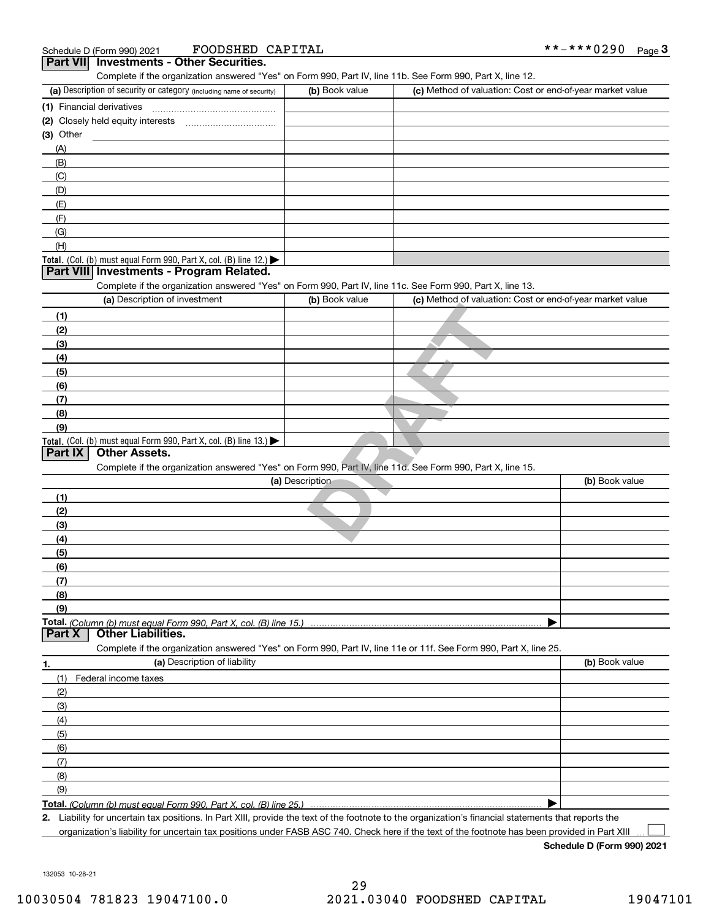Schedule D (Form 990) 2021 FOODSHED CAPITAL **-***0290 Page 3

## Part VII Investments - Other Securities.

Complete if the organization answered "Yes" on Form 990, Part IV, line 11b. See Form 990, Part X, line 12.

| (a) Description of security or category (including name of security) | (b) Book value | (c) Method of valuation: Cost or end-of-year market value |
|---|---|---|
| (1) Financial derivatives | | |
| (2) Closely held equity interests | | |
| (3) Other | | |
| (A) | | |
| (B) | | |
| (C) | | |
| (D) | | |
| (E) | | |
| (F) | | |
| (G) | | |
| (H) | | |
| **Total.** (Col. (b) must equal Form 990, Part X, col. (B) line 12.) ▶ | | |

## Part VIII Investments - Program Related.

Complete if the organization answered "Yes" on Form 990, Part IV, line 11c. See Form 990, Part X, line 13.

| (a) Description of investment | (b) Book value | (c) Method of valuation: Cost or end-of-year market value |
|---|---|---|
| (1) | | |
| (2) | | |
| (3) | | |
| (4) | | |
| (5) | | |
| (6) | | |
| (7) | | |
| (8) | | |
| (9) | | |
| **Total.** (Col. (b) must equal Form 990, Part X, col. (B) line 13.) ▶ | | |

## Part IX Other Assets.

Complete if the organization answered "Yes" on Form 990, Part IV, line 11d. See Form 990, Part X, line 15.

| (a) Description | (b) Book value |
|---|---|
| (1) | |
| (2) | |
| (3) | |
| (4) | |
| (5) | |
| (6) | |
| (7) | |
| (8) | |
| (9) | |
| **Total.** *(Column (b) must equal Form 990, Part X, col. (B) line 15.)* ▶ | |

## Part X Other Liabilities.

Complete if the organization answered "Yes" on Form 990, Part IV, line 11e or 11f. See Form 990, Part X, line 25.

| 1. (a) Description of liability | (b) Book value |
|---|---|
| (1) Federal income taxes | |
| (2) | |
| (3) | |
| (4) | |
| (5) | |
| (6) | |
| (7) | |
| (8) | |
| (9) | |
| **Total.** *(Column (b) must equal Form 990, Part X, col. (B) line 25.)* ▶ | |

**2.** Liability for uncertain tax positions. In Part XIII, provide the text of the footnote to the organization's financial statements that reports the organization's liability for uncertain tax positions under FASB ASC 740. Check here if the text of the footnote has been provided in Part XIII ☐

**Schedule D (Form 990) 2021**

132053 10-28-21

10030504 781823 19047100.0 2021.03040 FOODSHED CAPITAL 19047101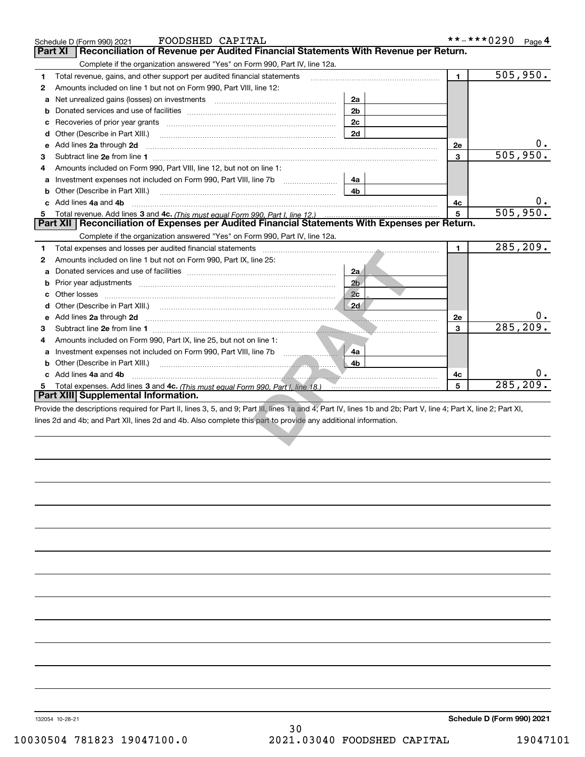Schedule D (Form 990) 2021 FOODSHED CAPITAL **-***0290 Page 4

## Part XI Reconciliation of Revenue per Audited Financial Statements With Revenue per Return.

Complete if the organization answered "Yes" on Form 990, Part IV, line 12a.

| | | | | | |
|---|---|---|---|---|---|
| 1 | Total revenue, gains, and other support per audited financial statements | | | 1 | 505,950. |
| 2 | Amounts included on line 1 but not on Form 990, Part VIII, line 12: | | | | |
| a | Net unrealized gains (losses) on investments | 2a | | | |
| b | Donated services and use of facilities | 2b | | | |
| c | Recoveries of prior year grants | 2c | | | |
| d | Other (Describe in Part XIII.) | 2d | | | |
| e | Add lines 2a through 2d | | | 2e | 0. |
| 3 | Subtract line 2e from line 1 | | | 3 | 505,950. |
| 4 | Amounts included on Form 990, Part VIII, line 12, but not on line 1: | | | | |
| a | Investment expenses not included on Form 990, Part VIII, line 7b | 4a | | | |
| b | Other (Describe in Part XIII.) | 4b | | | |
| c | Add lines 4a and 4b | | | 4c | 0. |
| 5 | Total revenue. Add lines 3 and 4c. *(This must equal Form 990, Part I, line 12.)* | | | 5 | 505,950. |

## Part XII Reconciliation of Expenses per Audited Financial Statements With Expenses per Return.

Complete if the organization answered "Yes" on Form 990, Part IV, line 12a.

| | | | | | |
|---|---|---|---|---|---|
| 1 | Total expenses and losses per audited financial statements | | | 1 | 285,209. |
| 2 | Amounts included on line 1 but not on Form 990, Part IX, line 25: | | | | |
| a | Donated services and use of facilities | 2a | | | |
| b | Prior year adjustments | 2b | | | |
| c | Other losses | 2c | | | |
| d | Other (Describe in Part XIII.) | 2d | | | |
| e | Add lines 2a through 2d | | | 2e | 0. |
| 3 | Subtract line 2e from line 1 | | | 3 | 285,209. |
| 4 | Amounts included on Form 990, Part IX, line 25, but not on line 1: | | | | |
| a | Investment expenses not included on Form 990, Part VIII, line 7b | 4a | | | |
| b | Other (Describe in Part XIII.) | 4b | | | |
| c | Add lines 4a and 4b | | | 4c | 0. |
| 5 | Total expenses. Add lines 3 and 4c. *(This must equal Form 990, Part I, line 18.)* | | | 5 | 285,209. |

## Part XIII Supplemental Information.

Provide the descriptions required for Part II, lines 3, 5, and 9; Part III, lines 1a and 4; Part IV, lines 1b and 2b; Part V, line 4; Part X, line 2; Part XI, lines 2d and 4b; and Part XII, lines 2d and 4b. Also complete this part to provide any additional information.

DRAFT

132054 10-28-21 Schedule D (Form 990) 2021

10030504 781823 19047100.0 2021.03040 FOODSHED CAPITAL 19047101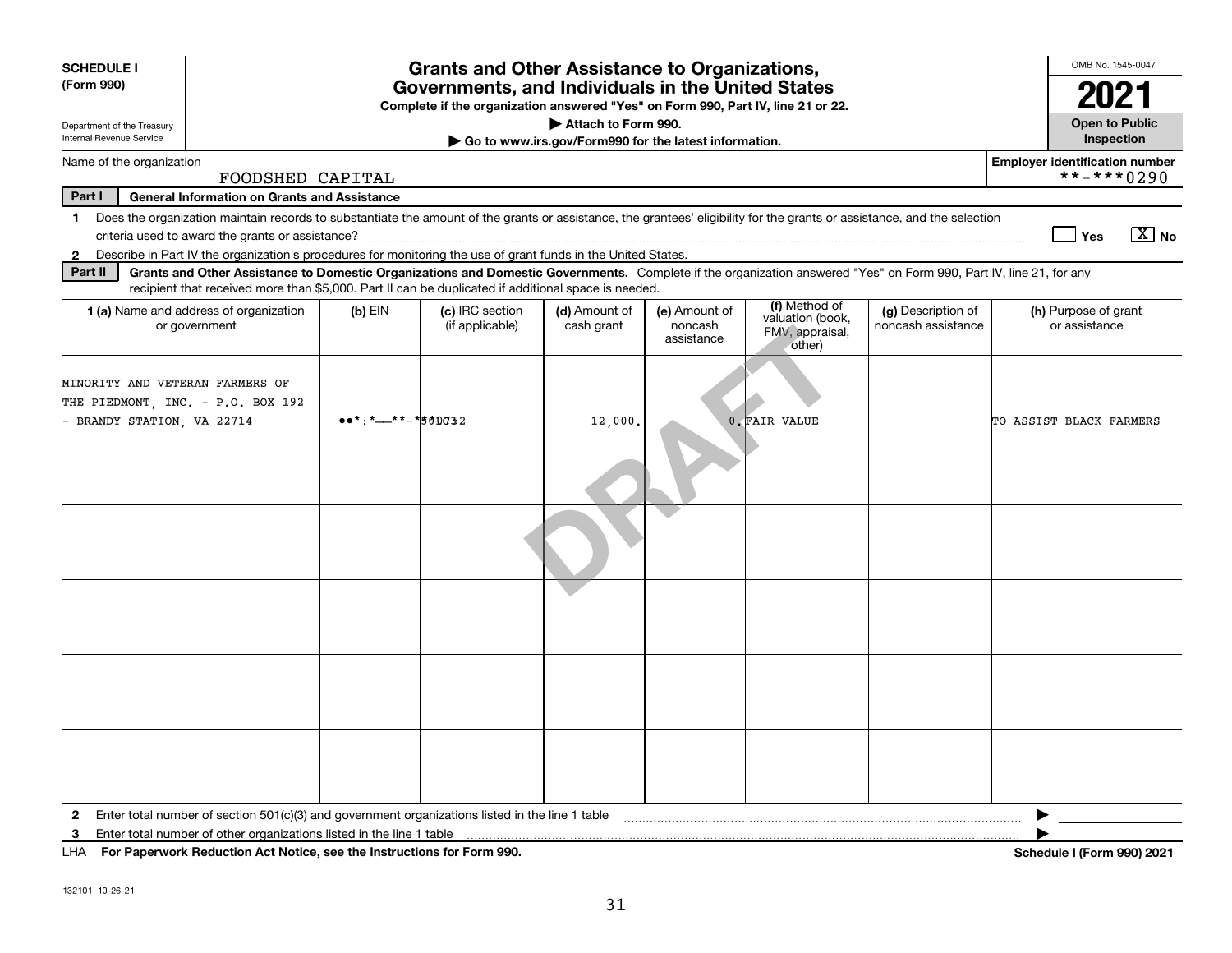**SCHEDULE I (Form 990)**

Department of the Treasury
Internal Revenue Service

# Grants and Other Assistance to Organizations, Governments, and Individuals in the United States

**Complete if the organization answered "Yes" on Form 990, Part IV, line 21 or 22.**

**▶ Attach to Form 990.**

**▶ Go to www.irs.gov/Form990 for the latest information.**

OMB No. 1545-0047

**2021**

**Open to Public Inspection**

Name of the organization: FOODSHED CAPITAL

Employer identification number: **-***0290

**Part I General Information on Grants and Assistance**

1 Does the organization maintain records to substantiate the amount of the grants or assistance, the grantees' eligibility for the grants or assistance, and the selection criteria used to award the grants or assistance? ☐ Yes ☒ No

2 Describe in Part IV the organization's procedures for monitoring the use of grant funds in the United States.

**Part II Grants and Other Assistance to Domestic Organizations and Domestic Governments.** Complete if the organization answered "Yes" on Form 990, Part IV, line 21, for any recipient that received more than $5,000. Part II can be duplicated if additional space is needed.

| 1 (a) Name and address of organization or government | (b) EIN | (c) IRC section (if applicable) | (d) Amount of cash grant | (e) Amount of noncash assistance | (f) Method of valuation (book, FMV, appraisal, other) | (g) Description of noncash assistance | (h) Purpose of grant or assistance |
|---|---|---|---|---|---|---|---|
| MINORITY AND VETERAN FARMERS OF THE PIEDMONT, INC. - P.O. BOX 192 - BRANDY STATION, VA 22714 | **-***0752 | 501C3 | 12,000. | 0. | FAIR VALUE | | TO ASSIST BLACK FARMERS |
| | | | | | | | |
| | | | | | | | |
| | | | | | | | |
| | | | | | | | |
| | | | | | | | |

2 Enter total number of section 501(c)(3) and government organizations listed in the line 1 table ▶

3 Enter total number of other organizations listed in the line 1 table ▶

LHA **For Paperwork Reduction Act Notice, see the Instructions for Form 990.** **Schedule I (Form 990) 2021**

132101 10-26-21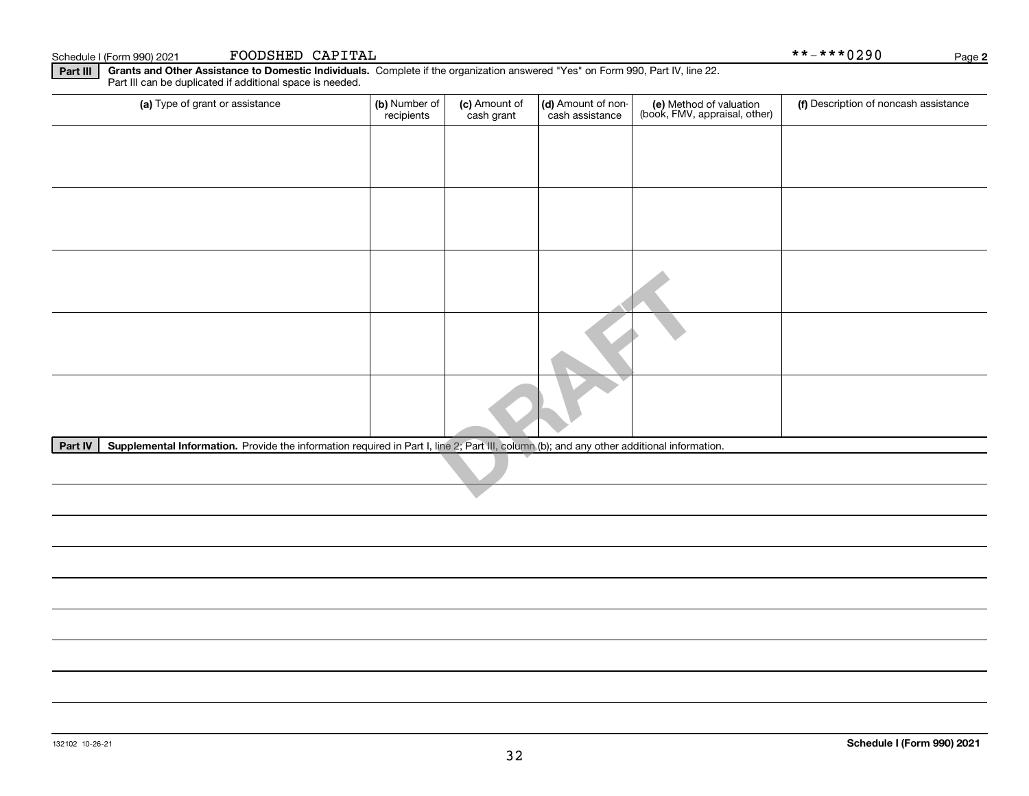Schedule I (Form 990) 2021 FOODSHED CAPITAL **-***0290 Page 2

**Part III** **Grants and Other Assistance to Domestic Individuals.** Complete if the organization answered "Yes" on Form 990, Part IV, line 22. Part III can be duplicated if additional space is needed.

| (a) Type of grant or assistance | (b) Number of recipients | (c) Amount of cash grant | (d) Amount of non-cash assistance | (e) Method of valuation (book, FMV, appraisal, other) | (f) Description of noncash assistance |
|---|---|---|---|---|---|
| | | | | | |
| | | | | | |
| | | | | | |
| | | | | | |
| | | | | | |

**Part IV** **Supplemental Information.** Provide the information required in Part I, line 2; Part III, column (b); and any other additional information.

DRAFT

132102 10-26-21

**Schedule I (Form 990) 2021**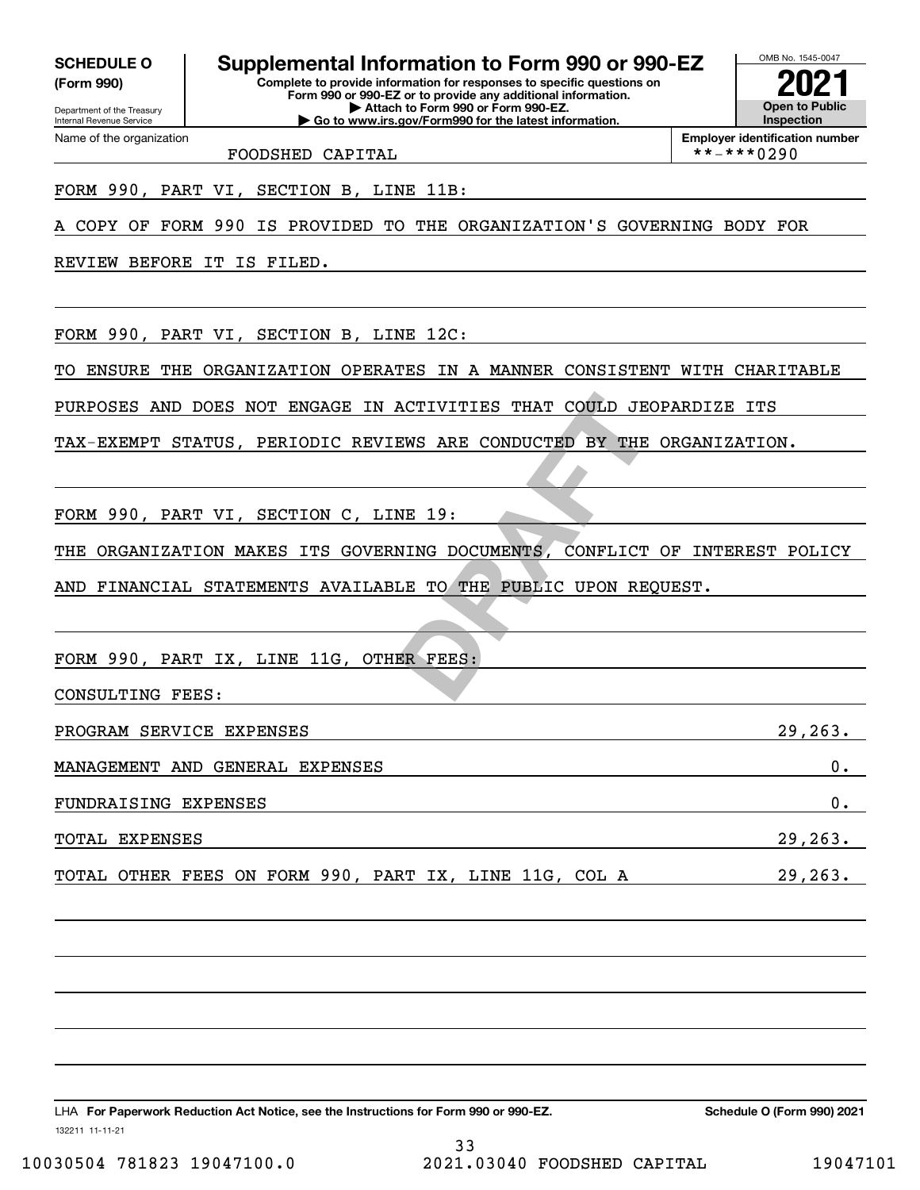**SCHEDULE O (Form 990)**

Department of the Treasury
Internal Revenue Service

# Supplemental Information to Form 990 or 990-EZ

**Complete to provide information for responses to specific questions on Form 990 or 990-EZ or to provide any additional information.**
**▶ Attach to Form 990 or Form 990-EZ.**
**▶ Go to www.irs.gov/Form990 for the latest information.**

OMB No. 1545-0047
**2021**
**Open to Public Inspection**

Name of the organization: FOODSHED CAPITAL

Employer identification number: **-***0290

FORM 990, PART VI, SECTION B, LINE 11B:

A COPY OF FORM 990 IS PROVIDED TO THE ORGANIZATION'S GOVERNING BODY FOR REVIEW BEFORE IT IS FILED.

FORM 990, PART VI, SECTION B, LINE 12C:

TO ENSURE THE ORGANIZATION OPERATES IN A MANNER CONSISTENT WITH CHARITABLE PURPOSES AND DOES NOT ENGAGE IN ACTIVITIES THAT COULD JEOPARDIZE ITS TAX-EXEMPT STATUS, PERIODIC REVIEWS ARE CONDUCTED BY THE ORGANIZATION.

FORM 990, PART VI, SECTION C, LINE 19:

THE ORGANIZATION MAKES ITS GOVERNING DOCUMENTS, CONFLICT OF INTEREST POLICY AND FINANCIAL STATEMENTS AVAILABLE TO THE PUBLIC UPON REQUEST.

FORM 990, PART IX, LINE 11G, OTHER FEES:

CONSULTING FEES:

| | |
|---|---|
| PROGRAM SERVICE EXPENSES | 29,263. |
| MANAGEMENT AND GENERAL EXPENSES | 0. |
| FUNDRAISING EXPENSES | 0. |
| TOTAL EXPENSES | 29,263. |
| TOTAL OTHER FEES ON FORM 990, PART IX, LINE 11G, COL A | 29,263. |

LHA **For Paperwork Reduction Act Notice, see the Instructions for Form 990 or 990-EZ.** **Schedule O (Form 990) 2021**

132211 11-11-21